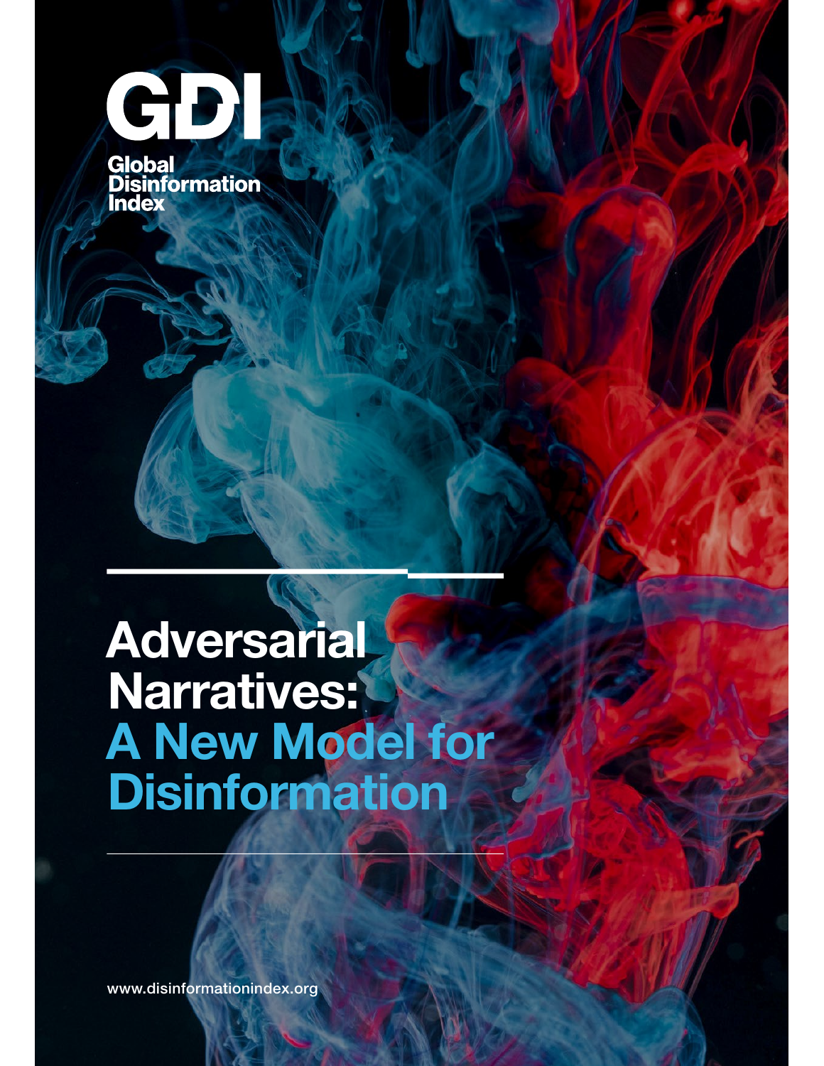GDI

Global Disinformation Index

# Adversarial Narratives: A New Model for Disinformation

www.disinformationindex.org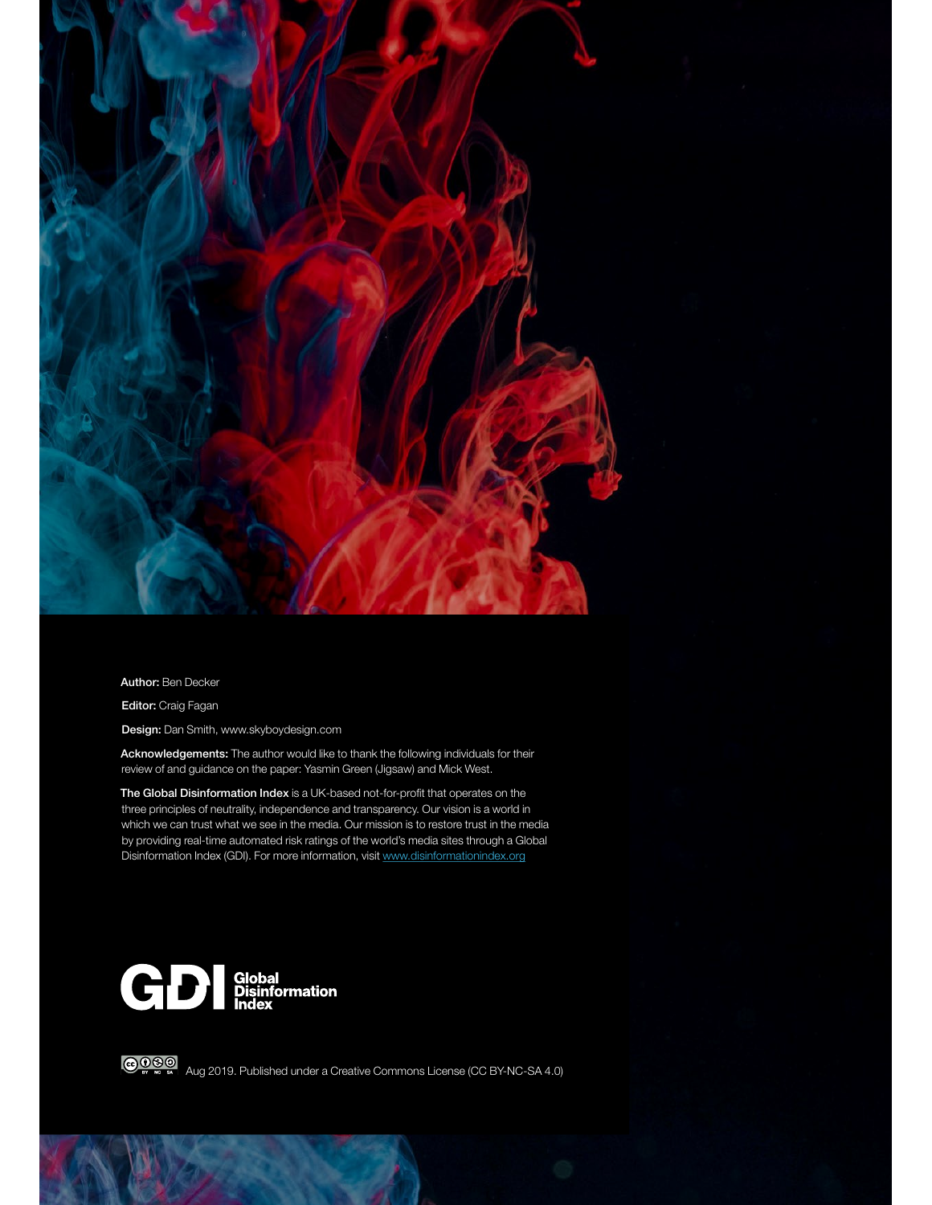**Author:** Ben Decker

**Editor:** Craig Fagan

**Design:** Dan Smith, www.skyboydesign.com

**Acknowledgements:** The author would like to thank the following individuals for their review of and guidance on the paper: Yasmin Green (Jigsaw) and Mick West.

**The Global Disinformation Index** is a UK-based not-for-profit that operates on the three principles of neutrality, independence and transparency. Our vision is a world in which we can trust what we see in the media. Our mission is to restore trust in the media by providing real-time automated risk ratings of the world's media sites through a Global Disinformation Index (GDI). For more information, visit [www.disinformationindex.org](www.disinformationindex.org)

GDI Global Disinformation Index

Aug 2019. Published under a Creative Commons License (CC BY-NC-SA 4.0)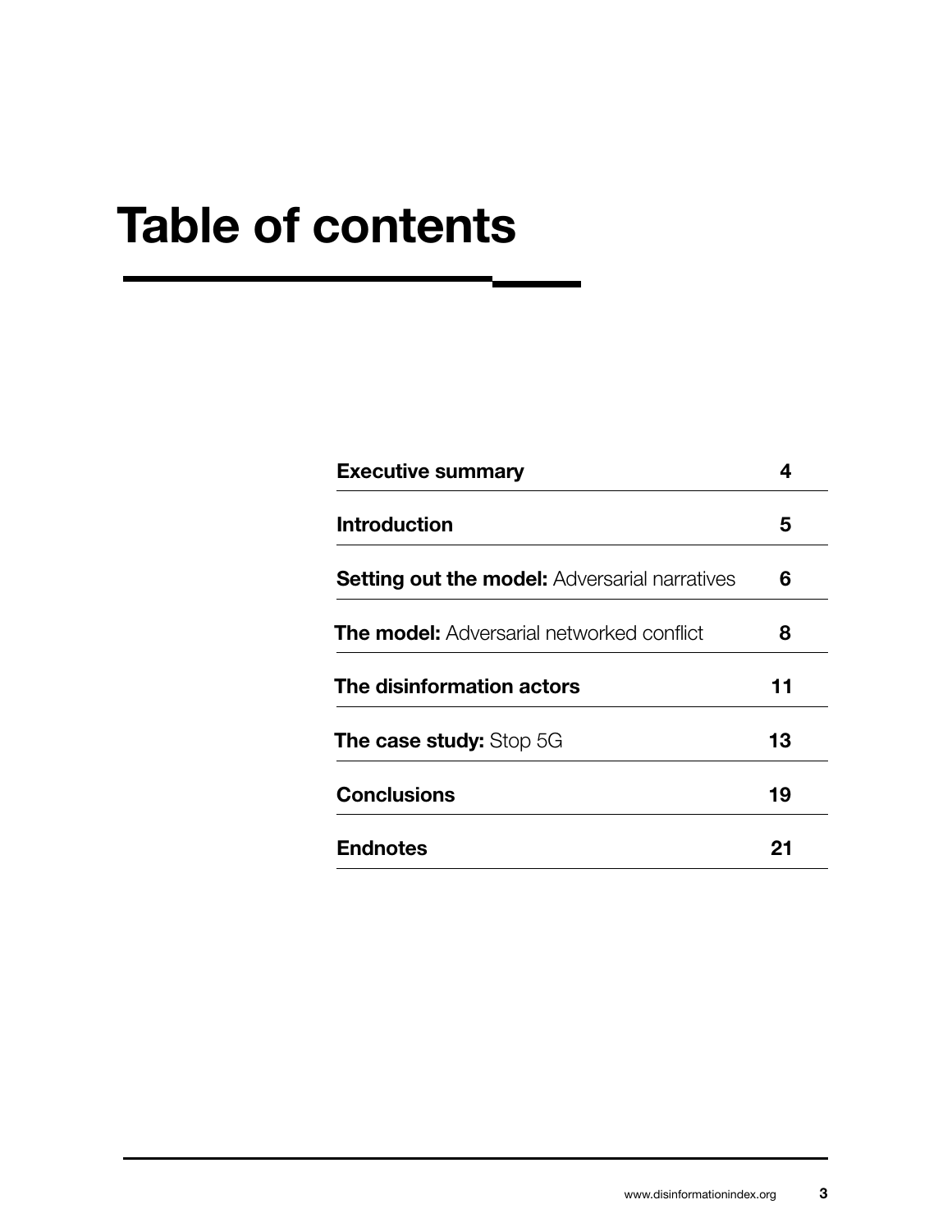# Table of contents

| | |
|---|---|
| **Executive summary** | **4** |
| **Introduction** | **5** |
| **Setting out the model:** Adversarial narratives | **6** |
| **The model:** Adversarial networked conflict | **8** |
| **The disinformation actors** | **11** |
| **The case study:** Stop 5G | **13** |
| **Conclusions** | **19** |
| **Endnotes** | **21** |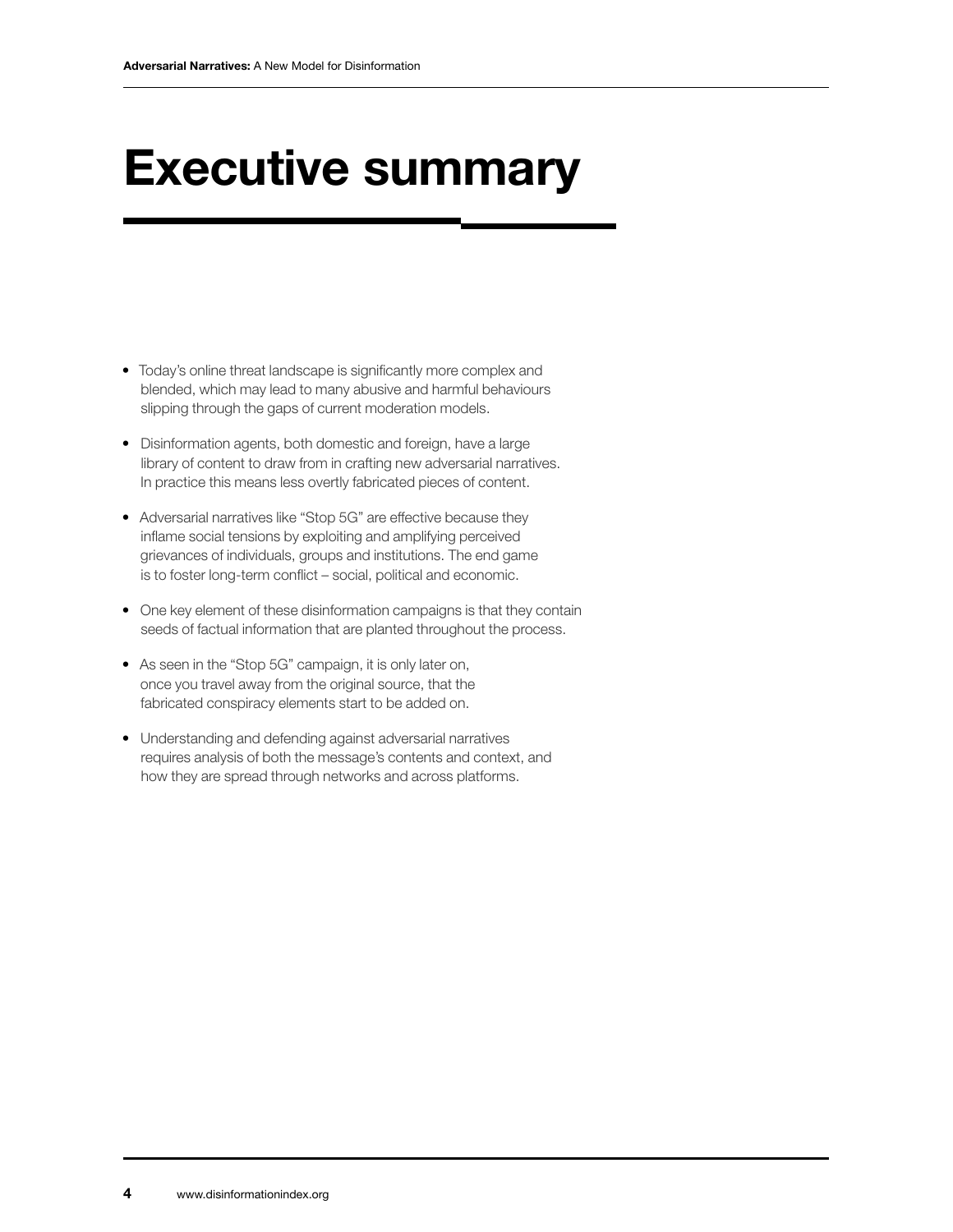# Executive summary

- Today's online threat landscape is significantly more complex and blended, which may lead to many abusive and harmful behaviours slipping through the gaps of current moderation models.
- Disinformation agents, both domestic and foreign, have a large library of content to draw from in crafting new adversarial narratives. In practice this means less overtly fabricated pieces of content.
- Adversarial narratives like "Stop 5G" are effective because they inflame social tensions by exploiting and amplifying perceived grievances of individuals, groups and institutions. The end game is to foster long-term conflict – social, political and economic.
- One key element of these disinformation campaigns is that they contain seeds of factual information that are planted throughout the process.
- As seen in the "Stop 5G" campaign, it is only later on, once you travel away from the original source, that the fabricated conspiracy elements start to be added on.
- Understanding and defending against adversarial narratives requires analysis of both the message's contents and context, and how they are spread through networks and across platforms.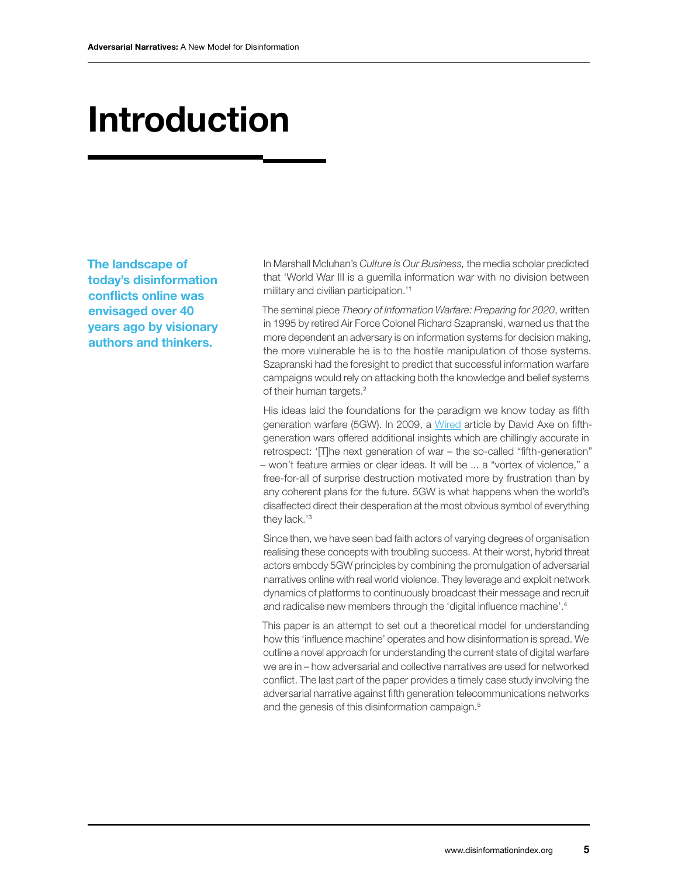# Introduction

**The landscape of today's disinformation conflicts online was envisaged over 40 years ago by visionary authors and thinkers.**

In Marshall Mcluhan's *Culture is Our Business,* the media scholar predicted that 'World War III is a guerrilla information war with no division between military and civilian participation.'[1]

The seminal piece *Theory of Information Warfare: Preparing for 2020*, written in 1995 by retired Air Force Colonel Richard Szapranski, warned us that the more dependent an adversary is on information systems for decision making, the more vulnerable he is to the hostile manipulation of those systems. Szapranski had the foresight to predict that successful information warfare campaigns would rely on attacking both the knowledge and belief systems of their human targets.[2]

His ideas laid the foundations for the paradigm we know today as fifth generation warfare (5GW). In 2009, a Wired article by David Axe on fifth-generation wars offered additional insights which are chillingly accurate in retrospect: '[T]he next generation of war – the so-called "fifth-generation" – won't feature armies or clear ideas. It will be ... a "vortex of violence," a free-for-all of surprise destruction motivated more by frustration than by any coherent plans for the future. 5GW is what happens when the world's disaffected direct their desperation at the most obvious symbol of everything they lack.'[3]

Since then, we have seen bad faith actors of varying degrees of organisation realising these concepts with troubling success. At their worst, hybrid threat actors embody 5GW principles by combining the promulgation of adversarial narratives online with real world violence. They leverage and exploit network dynamics of platforms to continuously broadcast their message and recruit and radicalise new members through the 'digital influence machine'.[4]

This paper is an attempt to set out a theoretical model for understanding how this 'influence machine' operates and how disinformation is spread. We outline a novel approach for understanding the current state of digital warfare we are in – how adversarial and collective narratives are used for networked conflict. The last part of the paper provides a timely case study involving the adversarial narrative against fifth generation telecommunications networks and the genesis of this disinformation campaign.[5]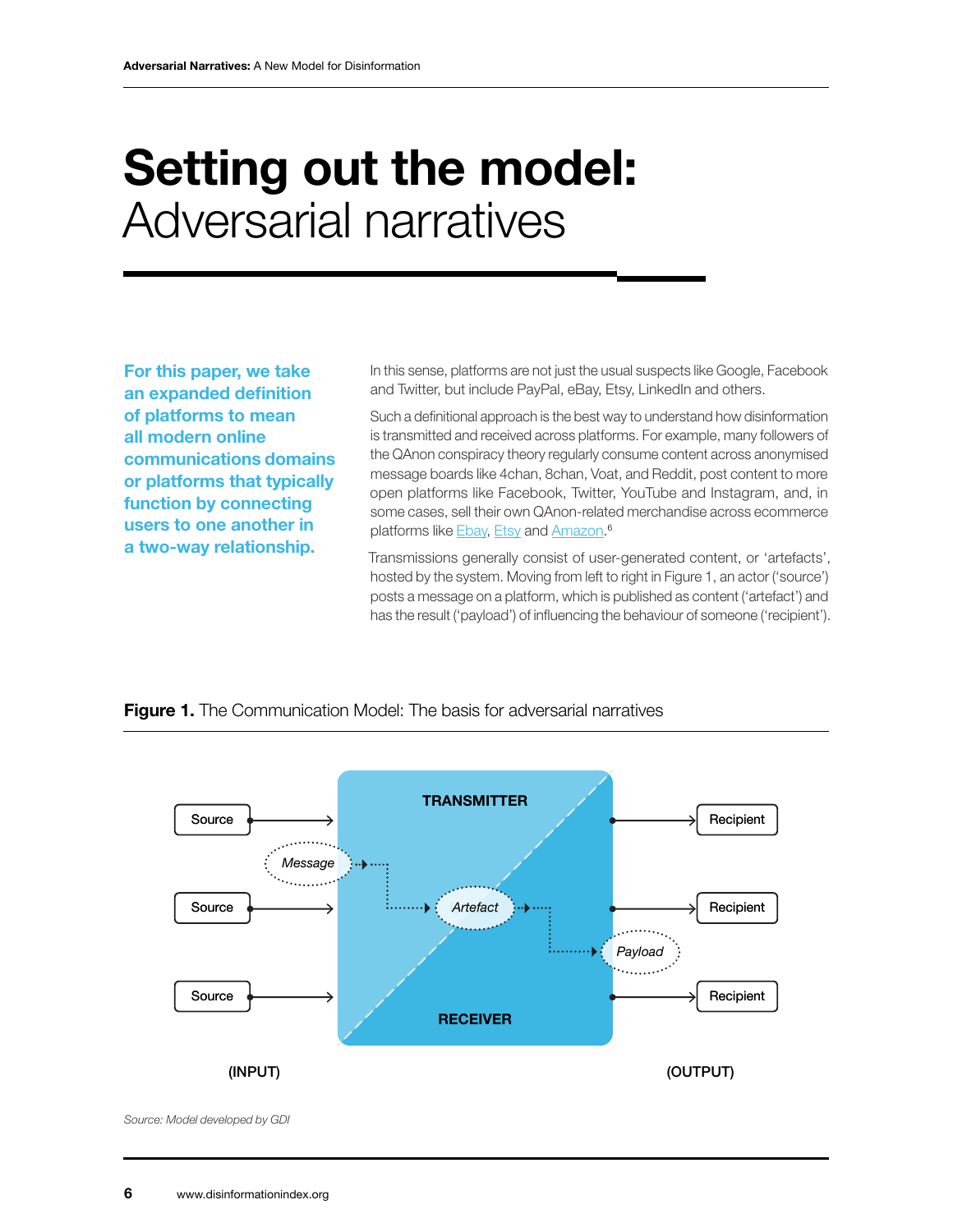# Setting out the model: Adversarial narratives

**For this paper, we take an expanded definition of platforms to mean all modern online communications domains or platforms that typically function by connecting users to one another in a two-way relationship.**

In this sense, platforms are not just the usual suspects like Google, Facebook and Twitter, but include PayPal, eBay, Etsy, LinkedIn and others.

Such a definitional approach is the best way to understand how disinformation is transmitted and received across platforms. For example, many followers of the QAnon conspiracy theory regularly consume content across anonymised message boards like 4chan, 8chan, Voat, and Reddit, post content to more open platforms like Facebook, Twitter, YouTube and Instagram, and, in some cases, sell their own QAnon-related merchandise across ecommerce platforms like Ebay, Etsy and Amazon.[6]

Transmissions generally consist of user-generated content, or 'artefacts', hosted by the system. Moving from left to right in Figure 1, an actor ('source') posts a message on a platform, which is published as content ('artefact') and has the result ('payload') of influencing the behaviour of someone ('recipient').

**Figure 1.** The Communication Model: The basis for adversarial narratives

Source → TRANSMITTER / RECEIVER → Recipient

Source → Message → Artefact → Payload → Recipient

Source → Recipient

(INPUT) (OUTPUT)

*Source: Model developed by GDI*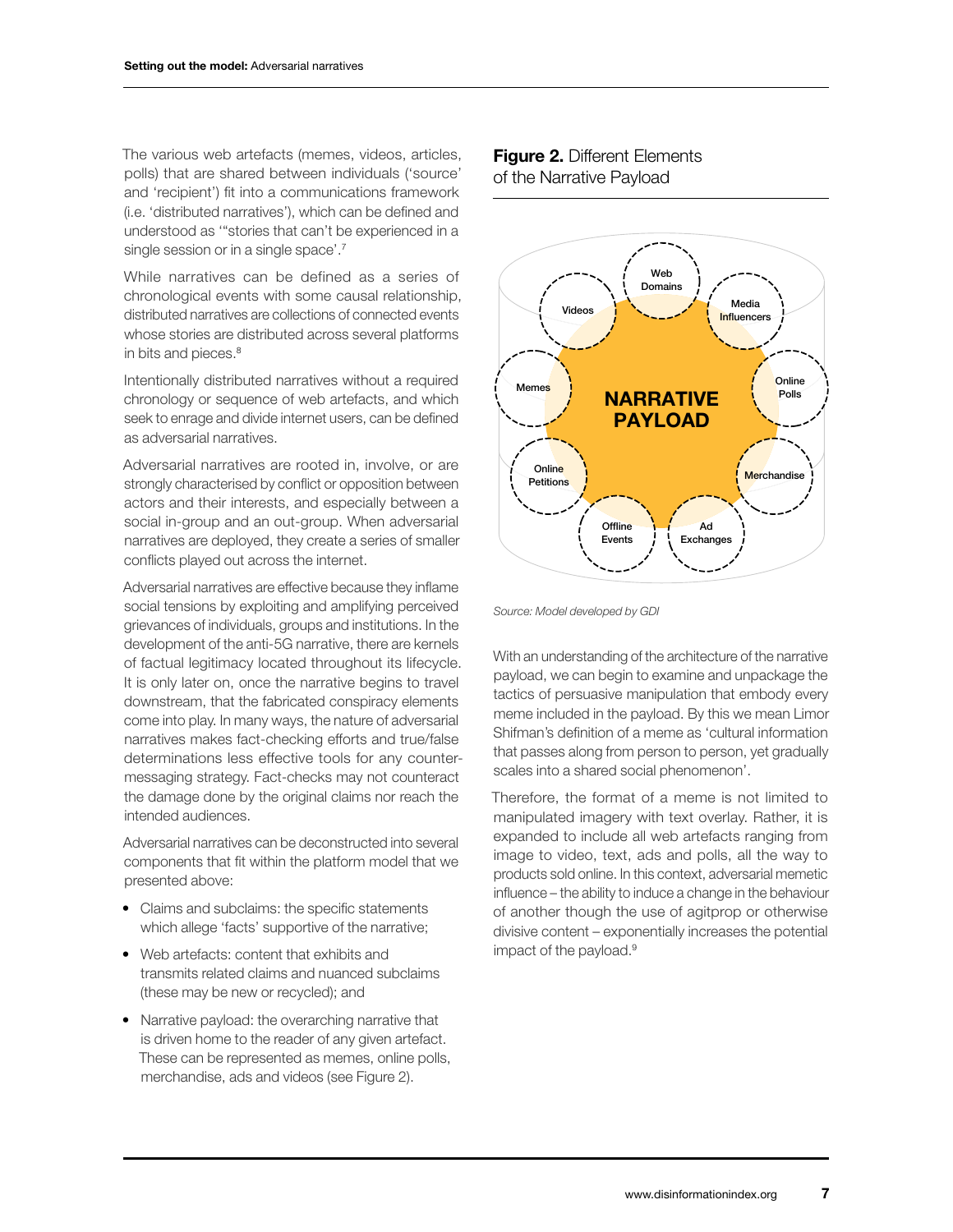The various web artefacts (memes, videos, articles, polls) that are shared between individuals ('source' and 'recipient') fit into a communications framework (i.e. 'distributed narratives'), which can be defined and understood as '"stories that can't be experienced in a single session or in a single space'.[7]

While narratives can be defined as a series of chronological events with some causal relationship, distributed narratives are collections of connected events whose stories are distributed across several platforms in bits and pieces.[8]

Intentionally distributed narratives without a required chronology or sequence of web artefacts, and which seek to enrage and divide internet users, can be defined as adversarial narratives.

Adversarial narratives are rooted in, involve, or are strongly characterised by conflict or opposition between actors and their interests, and especially between a social in-group and an out-group. When adversarial narratives are deployed, they create a series of smaller conflicts played out across the internet.

Adversarial narratives are effective because they inflame social tensions by exploiting and amplifying perceived grievances of individuals, groups and institutions. In the development of the anti-5G narrative, there are kernels of factual legitimacy located throughout its lifecycle. It is only later on, once the narrative begins to travel downstream, that the fabricated conspiracy elements come into play. In many ways, the nature of adversarial narratives makes fact-checking efforts and true/false determinations less effective tools for any counter-messaging strategy. Fact-checks may not counteract the damage done by the original claims nor reach the intended audiences.

Adversarial narratives can be deconstructed into several components that fit within the platform model that we presented above:

- Claims and subclaims: the specific statements which allege 'facts' supportive of the narrative;
- Web artefacts: content that exhibits and transmits related claims and nuanced subclaims (these may be new or recycled); and
- Narrative payload: the overarching narrative that is driven home to the reader of any given artefact. These can be represented as memes, online polls, merchandise, ads and videos (see Figure 2).

**Figure 2.** Different Elements of the Narrative Payload

NARRATIVE PAYLOAD: Web Domains, Media Influencers, Online Polls, Merchandise, Ad Exchanges, Offline Events, Online Petitions, Memes, Videos

*Source: Model developed by GDI*

With an understanding of the architecture of the narrative payload, we can begin to examine and unpackage the tactics of persuasive manipulation that embody every meme included in the payload. By this we mean Limor Shifman's definition of a meme as 'cultural information that passes along from person to person, yet gradually scales into a shared social phenomenon'.

Therefore, the format of a meme is not limited to manipulated imagery with text overlay. Rather, it is expanded to include all web artefacts ranging from image to video, text, ads and polls, all the way to products sold online. In this context, adversarial memetic influence – the ability to induce a change in the behaviour of another though the use of agitprop or otherwise divisive content – exponentially increases the potential impact of the payload.[9]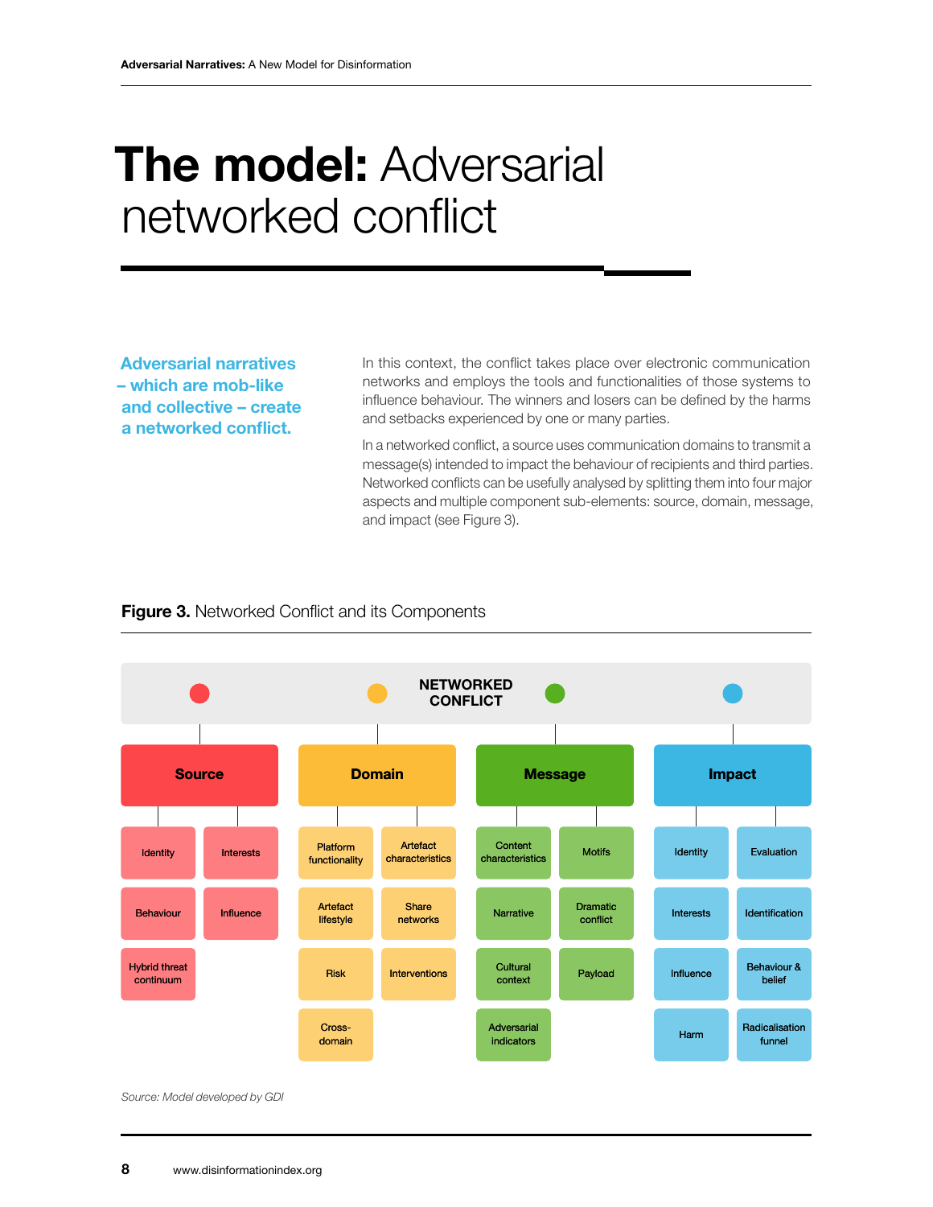# **The model:** Adversarial networked conflict

**Adversarial narratives – which are mob-like and collective – create a networked conflict.**

In this context, the conflict takes place over electronic communication networks and employs the tools and functionalities of those systems to influence behaviour. The winners and losers can be defined by the harms and setbacks experienced by one or many parties.

In a networked conflict, a source uses communication domains to transmit a message(s) intended to impact the behaviour of recipients and third parties. Networked conflicts can be usefully analysed by splitting them into four major aspects and multiple component sub-elements: source, domain, message, and impact (see Figure 3).

**Figure 3.** Networked Conflict and its Components

**NETWORKED CONFLICT**

| Source | Domain | Message | Impact |
|---|---|---|---|
| Identity | Platform functionality | Content characteristics | Identity |
| Interests | Artefact characteristics | Motifs | Evaluation |
| Behaviour | Artefact lifestyle | Narrative | Interests |
| Influence | Share networks | Dramatic conflict | Identification |
| Hybrid threat continuum | Risk | Cultural context | Influence |
| | Interventions | Payload | Behaviour & belief |
| | Cross-domain | Adversarial indicators | Harm |
| | | | Radicalisation funnel |

*Source: Model developed by GDI*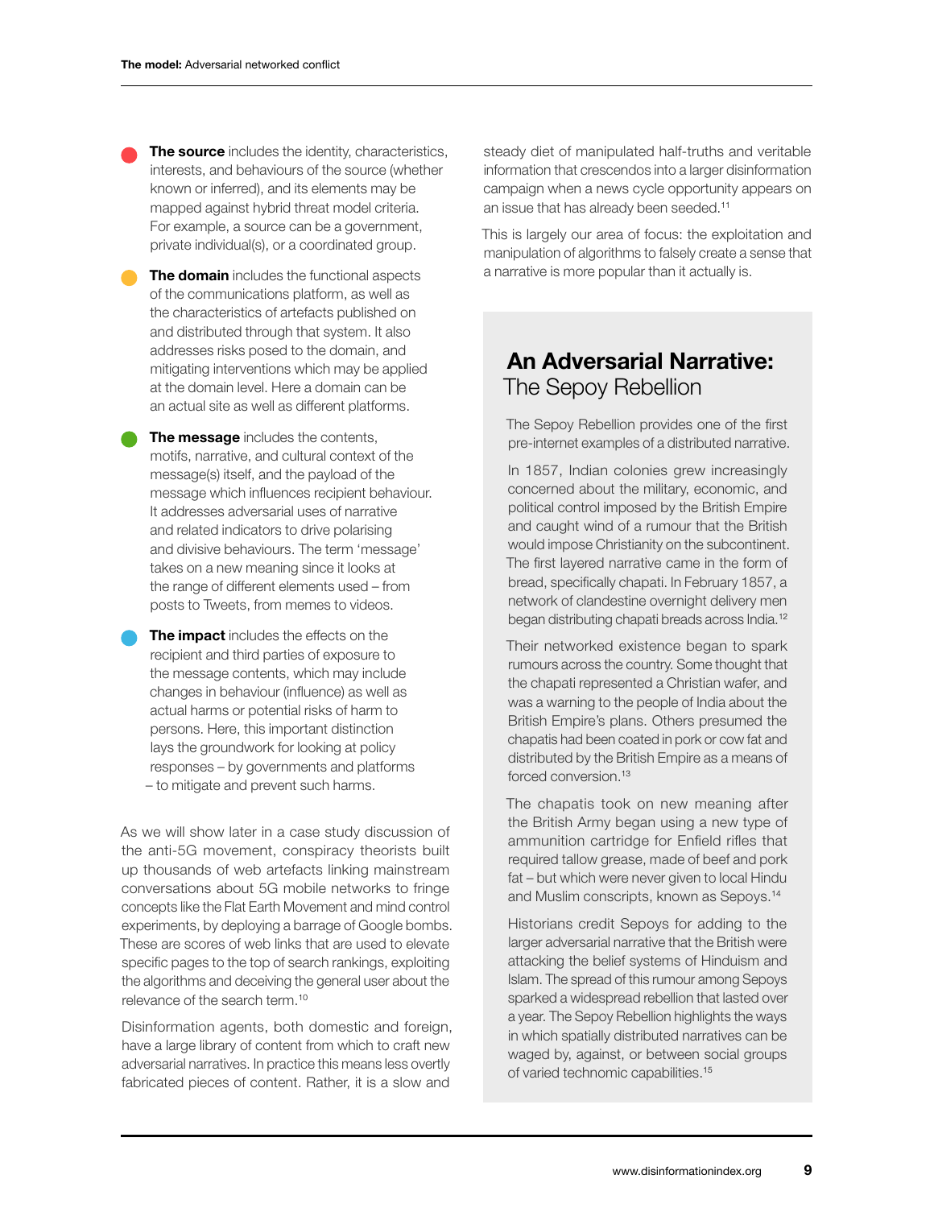- **The source** includes the identity, characteristics, interests, and behaviours of the source (whether known or inferred), and its elements may be mapped against hybrid threat model criteria. For example, a source can be a government, private individual(s), or a coordinated group.
- **The domain** includes the functional aspects of the communications platform, as well as the characteristics of artefacts published on and distributed through that system. It also addresses risks posed to the domain, and mitigating interventions which may be applied at the domain level. Here a domain can be an actual site as well as different platforms.
- **The message** includes the contents, motifs, narrative, and cultural context of the message(s) itself, and the payload of the message which influences recipient behaviour. It addresses adversarial uses of narrative and related indicators to drive polarising and divisive behaviours. The term 'message' takes on a new meaning since it looks at the range of different elements used – from posts to Tweets, from memes to videos.
- **The impact** includes the effects on the recipient and third parties of exposure to the message contents, which may include changes in behaviour (influence) as well as actual harms or potential risks of harm to persons. Here, this important distinction lays the groundwork for looking at policy responses – by governments and platforms – to mitigate and prevent such harms.

As we will show later in a case study discussion of the anti-5G movement, conspiracy theorists built up thousands of web artefacts linking mainstream conversations about 5G mobile networks to fringe concepts like the Flat Earth Movement and mind control experiments, by deploying a barrage of Google bombs. These are scores of web links that are used to elevate specific pages to the top of search rankings, exploiting the algorithms and deceiving the general user about the relevance of the search term.[10]

Disinformation agents, both domestic and foreign, have a large library of content from which to craft new adversarial narratives. In practice this means less overtly fabricated pieces of content. Rather, it is a slow and steady diet of manipulated half-truths and veritable information that crescendos into a larger disinformation campaign when a news cycle opportunity appears on an issue that has already been seeded.[11]

This is largely our area of focus: the exploitation and manipulation of algorithms to falsely create a sense that a narrative is more popular than it actually is.

## An Adversarial Narrative: The Sepoy Rebellion

The Sepoy Rebellion provides one of the first pre-internet examples of a distributed narrative.

In 1857, Indian colonies grew increasingly concerned about the military, economic, and political control imposed by the British Empire and caught wind of a rumour that the British would impose Christianity on the subcontinent. The first layered narrative came in the form of bread, specifically chapati. In February 1857, a network of clandestine overnight delivery men began distributing chapati breads across India.[12]

Their networked existence began to spark rumours across the country. Some thought that the chapati represented a Christian wafer, and was a warning to the people of India about the British Empire's plans. Others presumed the chapatis had been coated in pork or cow fat and distributed by the British Empire as a means of forced conversion.[13]

The chapatis took on new meaning after the British Army began using a new type of ammunition cartridge for Enfield rifles that required tallow grease, made of beef and pork fat – but which were never given to local Hindu and Muslim conscripts, known as Sepoys.[14]

Historians credit Sepoys for adding to the larger adversarial narrative that the British were attacking the belief systems of Hinduism and Islam. The spread of this rumour among Sepoys sparked a widespread rebellion that lasted over a year. The Sepoy Rebellion highlights the ways in which spatially distributed narratives can be waged by, against, or between social groups of varied technomic capabilities.[15]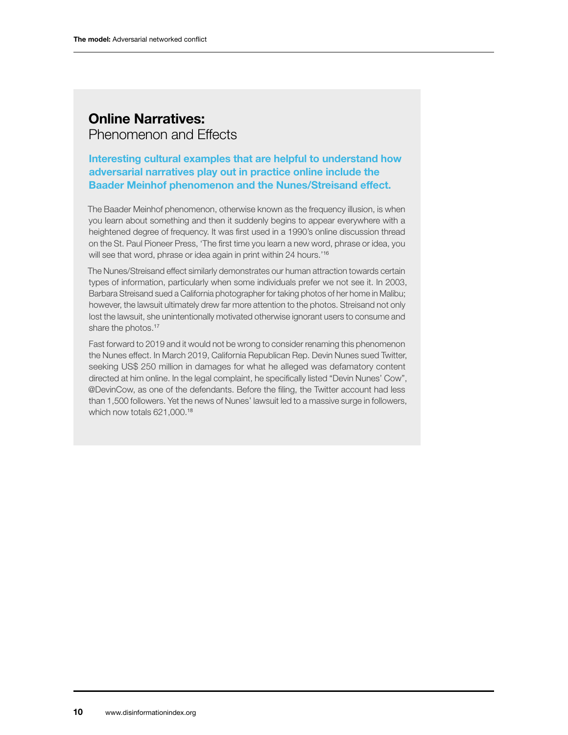## Online Narratives:
Phenomenon and Effects

**Interesting cultural examples that are helpful to understand how adversarial narratives play out in practice online include the Baader Meinhof phenomenon and the Nunes/Streisand effect.**

The Baader Meinhof phenomenon, otherwise known as the frequency illusion, is when you learn about something and then it suddenly begins to appear everywhere with a heightened degree of frequency. It was first used in a 1990's online discussion thread on the St. Paul Pioneer Press, 'The first time you learn a new word, phrase or idea, you will see that word, phrase or idea again in print within 24 hours.'[16]

The Nunes/Streisand effect similarly demonstrates our human attraction towards certain types of information, particularly when some individuals prefer we not see it. In 2003, Barbara Streisand sued a California photographer for taking photos of her home in Malibu; however, the lawsuit ultimately drew far more attention to the photos. Streisand not only lost the lawsuit, she unintentionally motivated otherwise ignorant users to consume and share the photos.[17]

Fast forward to 2019 and it would not be wrong to consider renaming this phenomenon the Nunes effect. In March 2019, California Republican Rep. Devin Nunes sued Twitter, seeking US$ 250 million in damages for what he alleged was defamatory content directed at him online. In the legal complaint, he specifically listed "Devin Nunes' Cow", @DevinCow, as one of the defendants. Before the filing, the Twitter account had less than 1,500 followers. Yet the news of Nunes' lawsuit led to a massive surge in followers, which now totals 621,000.[18]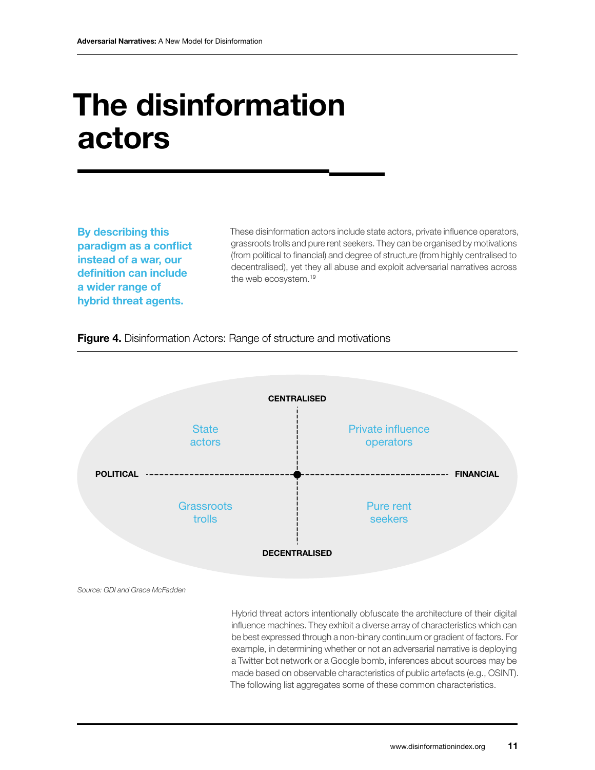# The disinformation actors

**By describing this paradigm as a conflict instead of a war, our definition can include a wider range of hybrid threat agents.**

These disinformation actors include state actors, private influence operators, grassroots trolls and pure rent seekers. They can be organised by motivations (from political to financial) and degree of structure (from highly centralised to decentralised), yet they all abuse and exploit adversarial narratives across the web ecosystem.[19]

**Figure 4.** Disinformation Actors: Range of structure and motivations

| | POLITICAL | FINANCIAL |
|---|---|---|
| **CENTRALISED** | State actors | Private influence operators |
| **DECENTRALISED** | Grassroots trolls | Pure rent seekers |

*Source: GDI and Grace McFadden*

Hybrid threat actors intentionally obfuscate the architecture of their digital influence machines. They exhibit a diverse array of characteristics which can be best expressed through a non-binary continuum or gradient of factors. For example, in determining whether or not an adversarial narrative is deploying a Twitter bot network or a Google bomb, inferences about sources may be made based on observable characteristics of public artefacts (e.g., OSINT). The following list aggregates some of these common characteristics.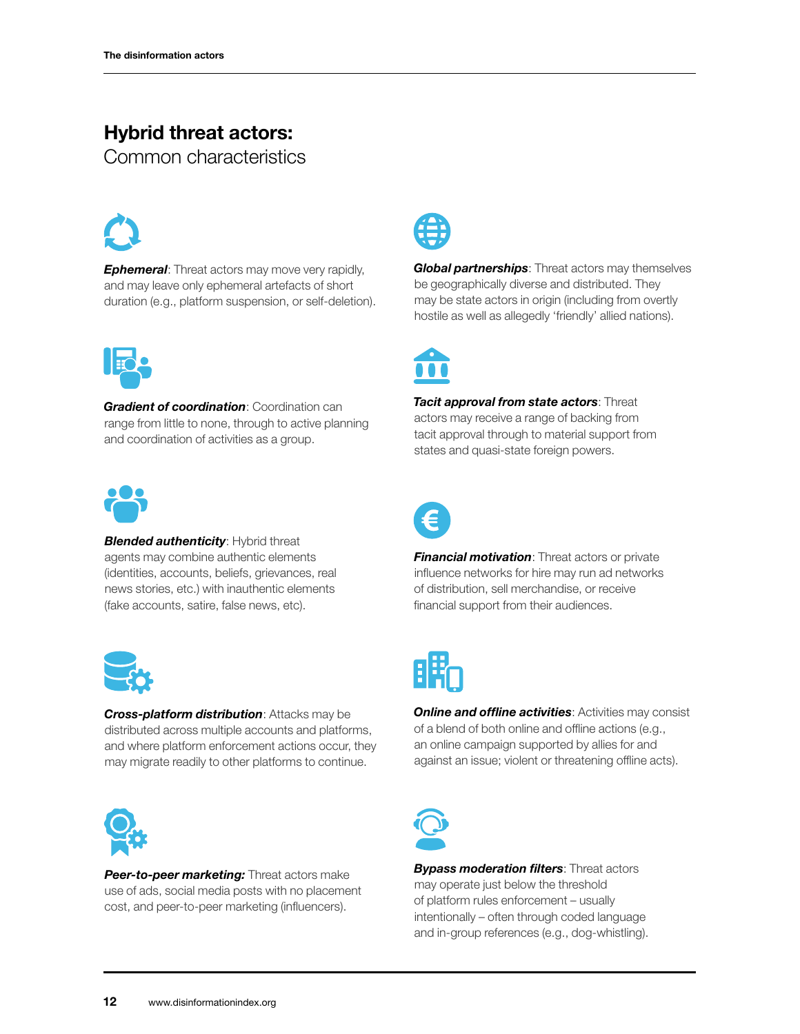## **Hybrid threat actors:** Common characteristics

***Ephemeral***: Threat actors may move very rapidly, and may leave only ephemeral artefacts of short duration (e.g., platform suspension, or self-deletion).

***Gradient of coordination***: Coordination can range from little to none, through to active planning and coordination of activities as a group.

***Blended authenticity***: Hybrid threat agents may combine authentic elements (identities, accounts, beliefs, grievances, real news stories, etc.) with inauthentic elements (fake accounts, satire, false news, etc).

***Cross-platform distribution***: Attacks may be distributed across multiple accounts and platforms, and where platform enforcement actions occur, they may migrate readily to other platforms to continue.

***Peer-to-peer marketing:*** Threat actors make use of ads, social media posts with no placement cost, and peer-to-peer marketing (influencers).

***Global partnerships***: Threat actors may themselves be geographically diverse and distributed. They may be state actors in origin (including from overtly hostile as well as allegedly 'friendly' allied nations).

***Tacit approval from state actors***: Threat actors may receive a range of backing from tacit approval through to material support from states and quasi-state foreign powers.

***Financial motivation***: Threat actors or private influence networks for hire may run ad networks of distribution, sell merchandise, or receive financial support from their audiences.

***Online and offline activities***: Activities may consist of a blend of both online and offline actions (e.g., an online campaign supported by allies for and against an issue; violent or threatening offline acts).

***Bypass moderation filters***: Threat actors may operate just below the threshold of platform rules enforcement – usually intentionally – often through coded language and in-group references (e.g., dog-whistling).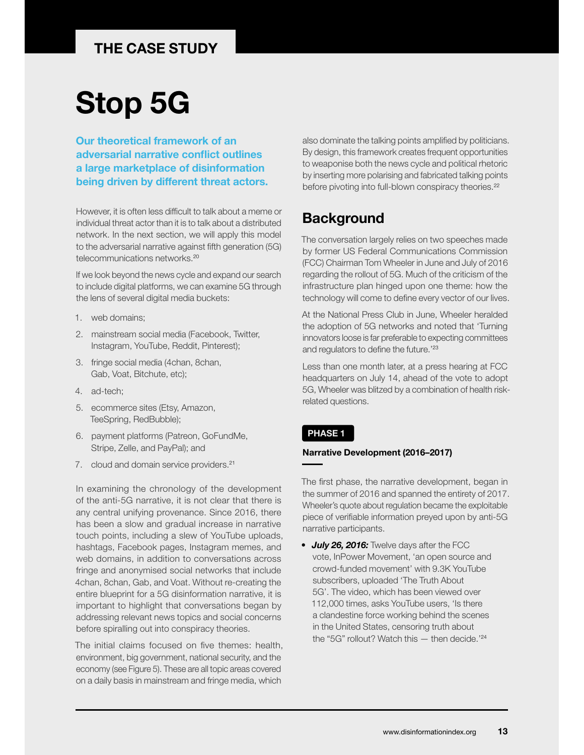THE CASE STUDY

# Stop 5G

**Our theoretical framework of an adversarial narrative conflict outlines a large marketplace of disinformation being driven by different threat actors.**

However, it is often less difficult to talk about a meme or individual threat actor than it is to talk about a distributed network. In the next section, we will apply this model to the adversarial narrative against fifth generation (5G) telecommunications networks.[20]

If we look beyond the news cycle and expand our search to include digital platforms, we can examine 5G through the lens of several digital media buckets:

1. web domains;
2. mainstream social media (Facebook, Twitter, Instagram, YouTube, Reddit, Pinterest);
3. fringe social media (4chan, 8chan, Gab, Voat, Bitchute, etc);
4. ad-tech;
5. ecommerce sites (Etsy, Amazon, TeeSpring, RedBubble);
6. payment platforms (Patreon, GoFundMe, Stripe, Zelle, and PayPal); and
7. cloud and domain service providers.[21]

In examining the chronology of the development of the anti-5G narrative, it is not clear that there is any central unifying provenance. Since 2016, there has been a slow and gradual increase in narrative touch points, including a slew of YouTube uploads, hashtags, Facebook pages, Instagram memes, and web domains, in addition to conversations across fringe and anonymised social networks that include 4chan, 8chan, Gab, and Voat. Without re-creating the entire blueprint for a 5G disinformation narrative, it is important to highlight that conversations began by addressing relevant news topics and social concerns before spiralling out into conspiracy theories.

The initial claims focused on five themes: health, environment, big government, national security, and the economy (see Figure 5). These are all topic areas covered on a daily basis in mainstream and fringe media, which also dominate the talking points amplified by politicians. By design, this framework creates frequent opportunities to weaponise both the news cycle and political rhetoric by inserting more polarising and fabricated talking points before pivoting into full-blown conspiracy theories.[22]

## Background

The conversation largely relies on two speeches made by former US Federal Communications Commission (FCC) Chairman Tom Wheeler in June and July of 2016 regarding the rollout of 5G. Much of the criticism of the infrastructure plan hinged upon one theme: how the technology will come to define every vector of our lives.

At the National Press Club in June, Wheeler heralded the adoption of 5G networks and noted that 'Turning innovators loose is far preferable to expecting committees and regulators to define the future.'[23]

Less than one month later, at a press hearing at FCC headquarters on July 14, ahead of the vote to adopt 5G, Wheeler was blitzed by a combination of health risk-related questions.

**PHASE 1**

### Narrative Development (2016–2017)

The first phase, the narrative development, began in the summer of 2016 and spanned the entirety of 2017. Wheeler's quote about regulation became the exploitable piece of verifiable information preyed upon by anti-5G narrative participants.

- ***July 26, 2016:*** Twelve days after the FCC vote, InPower Movement, 'an open source and crowd-funded movement' with 9.3K YouTube subscribers, uploaded 'The Truth About 5G'. The video, which has been viewed over 112,000 times, asks YouTube users, 'Is there a clandestine force working behind the scenes in the United States, censoring truth about the "5G" rollout? Watch this — then decide.'[24]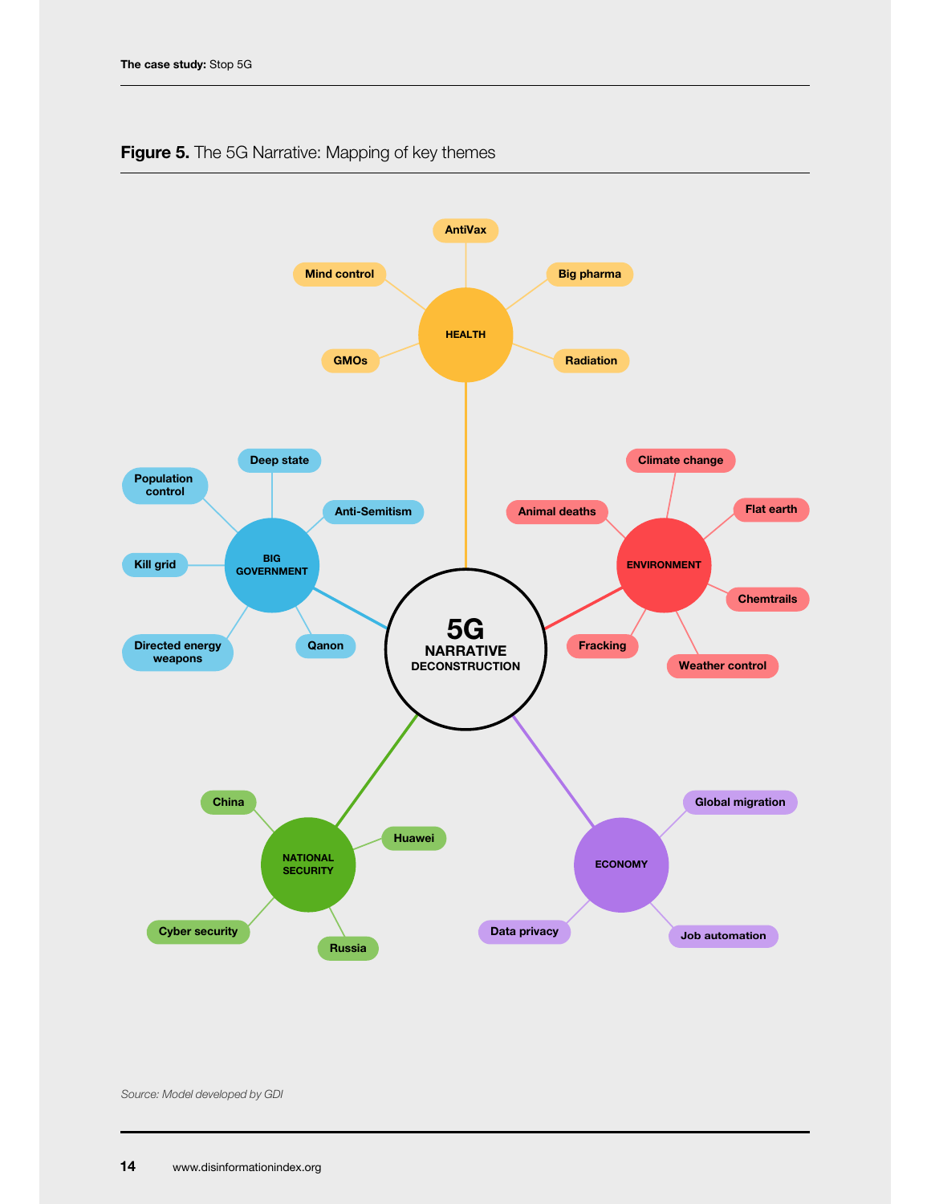**Figure 5.** The 5G Narrative: Mapping of key themes

**5G NARRATIVE DECONSTRUCTION**

- **HEALTH**
  - AntiVax
  - Mind control
  - Big pharma
  - GMOs
  - Radiation
- **BIG GOVERNMENT**
  - Deep state
  - Population control
  - Anti-Semitism
  - Kill grid
  - Directed energy weapons
  - Qanon
- **ENVIRONMENT**
  - Climate change
  - Animal deaths
  - Flat earth
  - Chemtrails
  - Fracking
  - Weather control
- **NATIONAL SECURITY**
  - China
  - Huawei
  - Cyber security
  - Russia
- **ECONOMY**
  - Global migration
  - Data privacy
  - Job automation

*Source: Model developed by GDI*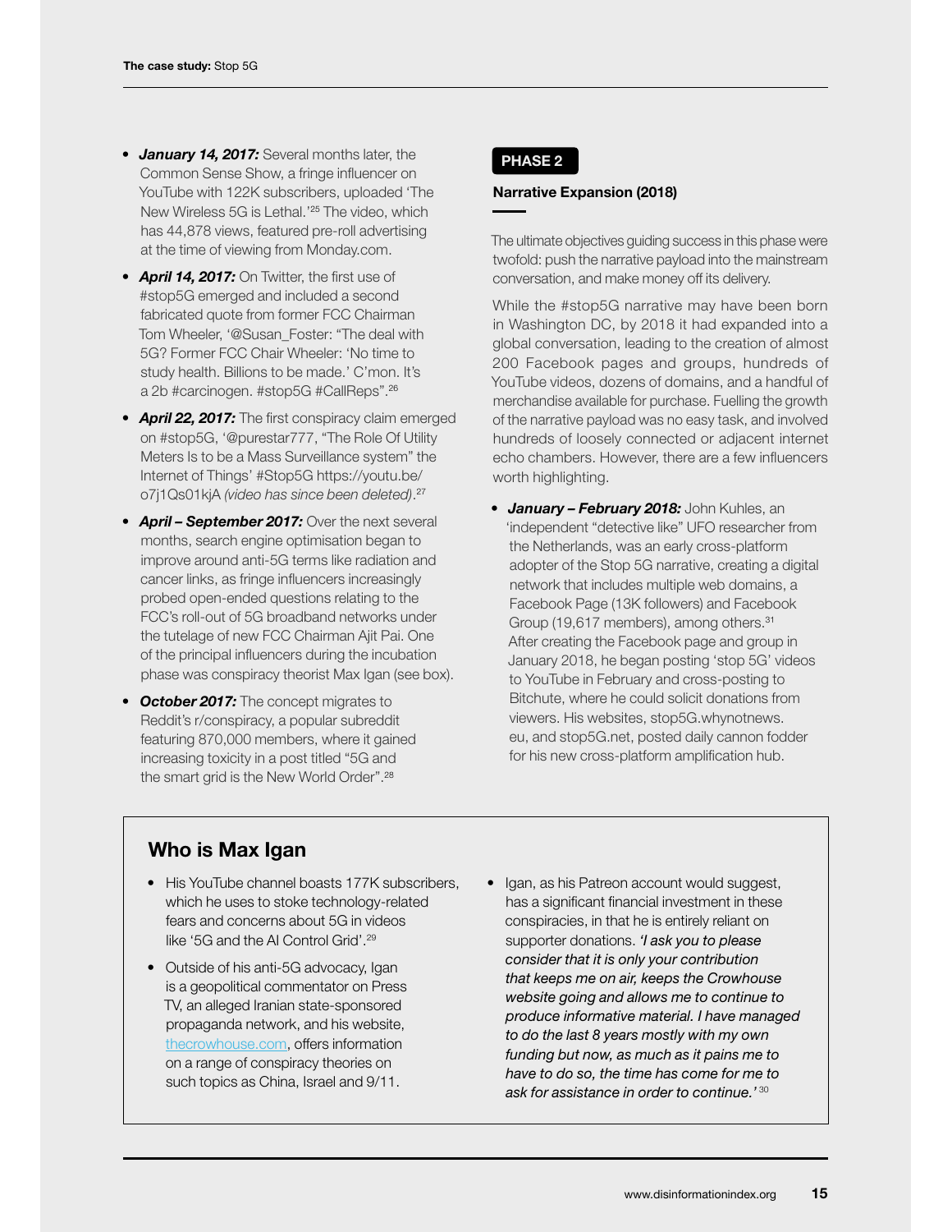- ***January 14, 2017:*** Several months later, the Common Sense Show, a fringe influencer on YouTube with 122K subscribers, uploaded 'The New Wireless 5G is Lethal.'[25] The video, which has 44,878 views, featured pre-roll advertising at the time of viewing from Monday.com.
- ***April 14, 2017:*** On Twitter, the first use of #stop5G emerged and included a second fabricated quote from former FCC Chairman Tom Wheeler, '@Susan_Foster: "The deal with 5G? Former FCC Chair Wheeler: 'No time to study health. Billions to be made.' C'mon. It's a 2b #carcinogen. #stop5G #CallReps".[26]
- ***April 22, 2017:*** The first conspiracy claim emerged on #stop5G, '@purestar777, "The Role Of Utility Meters Is to be a Mass Surveillance system" the Internet of Things' #Stop5G https://youtu.be/o7j1Qs01kjA *(video has since been deleted)*.[27]
- ***April – September 2017:*** Over the next several months, search engine optimisation began to improve around anti-5G terms like radiation and cancer links, as fringe influencers increasingly probed open-ended questions relating to the FCC's roll-out of 5G broadband networks under the tutelage of new FCC Chairman Ajit Pai. One of the principal influencers during the incubation phase was conspiracy theorist Max Igan (see box).
- ***October 2017:*** The concept migrates to Reddit's r/conspiracy, a popular subreddit featuring 870,000 members, where it gained increasing toxicity in a post titled "5G and the smart grid is the New World Order".[28]

**PHASE 2**

### Narrative Expansion (2018)

The ultimate objectives guiding success in this phase were twofold: push the narrative payload into the mainstream conversation, and make money off its delivery.

While the #stop5G narrative may have been born in Washington DC, by 2018 it had expanded into a global conversation, leading to the creation of almost 200 Facebook pages and groups, hundreds of YouTube videos, dozens of domains, and a handful of merchandise available for purchase. Fuelling the growth of the narrative payload was no easy task, and involved hundreds of loosely connected or adjacent internet echo chambers. However, there are a few influencers worth highlighting.

- ***January – February 2018:*** John Kuhles, an 'independent "detective like" UFO researcher from the Netherlands, was an early cross-platform adopter of the Stop 5G narrative, creating a digital network that includes multiple web domains, a Facebook Page (13K followers) and Facebook Group (19,617 members), among others.[31] After creating the Facebook page and group in January 2018, he began posting 'stop 5G' videos to YouTube in February and cross-posting to Bitchute, where he could solicit donations from viewers. His websites, stop5G.whynotnews.eu, and stop5G.net, posted daily cannon fodder for his new cross-platform amplification hub.

## Who is Max Igan

- His YouTube channel boasts 177K subscribers, which he uses to stoke technology-related fears and concerns about 5G in videos like '5G and the AI Control Grid'.[29]
- Outside of his anti-5G advocacy, Igan is a geopolitical commentator on Press TV, an alleged Iranian state-sponsored propaganda network, and his website, thecrowhouse.com, offers information on a range of conspiracy theories on such topics as China, Israel and 9/11.
- Igan, as his Patreon account would suggest, has a significant financial investment in these conspiracies, in that he is entirely reliant on supporter donations. *'I ask you to please consider that it is only your contribution that keeps me on air, keeps the Crowhouse website going and allows me to continue to produce informative material. I have managed to do the last 8 years mostly with my own funding but now, as much as it pains me to have to do so, the time has come for me to ask for assistance in order to continue.'* [30]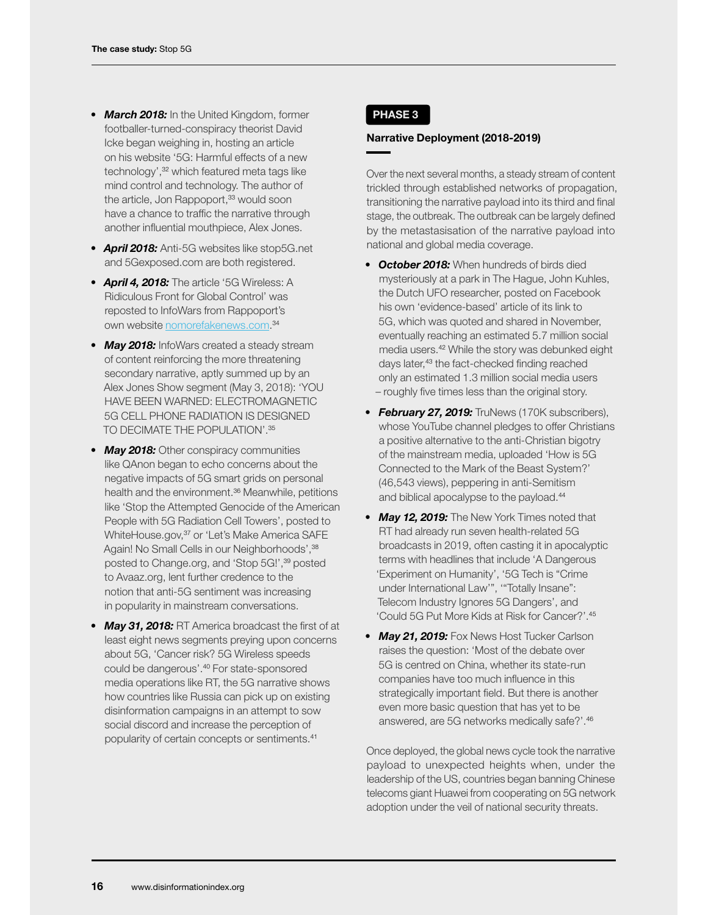- ***March 2018:*** In the United Kingdom, former footballer-turned-conspiracy theorist David Icke began weighing in, hosting an article on his website '5G: Harmful effects of a new technology',[32] which featured meta tags like mind control and technology. The author of the article, Jon Rappoport,[33] would soon have a chance to traffic the narrative through another influential mouthpiece, Alex Jones.
- ***April 2018:*** Anti-5G websites like stop5G.net and 5Gexposed.com are both registered.
- ***April 4, 2018:*** The article '5G Wireless: A Ridiculous Front for Global Control' was reposted to InfoWars from Rappoport's own website nomorefakenews.com.[34]
- ***May 2018:*** InfoWars created a steady stream of content reinforcing the more threatening secondary narrative, aptly summed up by an Alex Jones Show segment (May 3, 2018): 'YOU HAVE BEEN WARNED: ELECTROMAGNETIC 5G CELL PHONE RADIATION IS DESIGNED TO DECIMATE THE POPULATION'.[35]
- ***May 2018:*** Other conspiracy communities like QAnon began to echo concerns about the negative impacts of 5G smart grids on personal health and the environment.[36] Meanwhile, petitions like 'Stop the Attempted Genocide of the American People with 5G Radiation Cell Towers', posted to WhiteHouse.gov,[37] or 'Let's Make America SAFE Again! No Small Cells in our Neighborhoods',[38] posted to Change.org, and 'Stop 5G!',[39] posted to Avaaz.org, lent further credence to the notion that anti-5G sentiment was increasing in popularity in mainstream conversations.
- ***May 31, 2018:*** RT America broadcast the first of at least eight news segments preying upon concerns about 5G, 'Cancer risk? 5G Wireless speeds could be dangerous'.[40] For state-sponsored media operations like RT, the 5G narrative shows how countries like Russia can pick up on existing disinformation campaigns in an attempt to sow social discord and increase the perception of popularity of certain concepts or sentiments.[41]

## PHASE 3

### Narrative Deployment (2018-2019)

Over the next several months, a steady stream of content trickled through established networks of propagation, transitioning the narrative payload into its third and final stage, the outbreak. The outbreak can be largely defined by the metastasisation of the narrative payload into national and global media coverage.

- ***October 2018:*** When hundreds of birds died mysteriously at a park in The Hague, John Kuhles, the Dutch UFO researcher, posted on Facebook his own 'evidence-based' article of its link to 5G, which was quoted and shared in November, eventually reaching an estimated 5.7 million social media users.[42] While the story was debunked eight days later,[43] the fact-checked finding reached only an estimated 1.3 million social media users – roughly five times less than the original story.
- ***February 27, 2019:*** TruNews (170K subscribers), whose YouTube channel pledges to offer Christians a positive alternative to the anti-Christian bigotry of the mainstream media, uploaded 'How is 5G Connected to the Mark of the Beast System?' (46,543 views), peppering in anti-Semitism and biblical apocalypse to the payload.[44]
- ***May 12, 2019:*** The New York Times noted that RT had already run seven health-related 5G broadcasts in 2019, often casting it in apocalyptic terms with headlines that include 'A Dangerous 'Experiment on Humanity', '5G Tech is "Crime under International Law"', '"Totally Insane": Telecom Industry Ignores 5G Dangers', and 'Could 5G Put More Kids at Risk for Cancer?'.[45]
- ***May 21, 2019:*** Fox News Host Tucker Carlson raises the question: 'Most of the debate over 5G is centred on China, whether its state-run companies have too much influence in this strategically important field. But there is another even more basic question that has yet to be answered, are 5G networks medically safe?'.[46]

Once deployed, the global news cycle took the narrative payload to unexpected heights when, under the leadership of the US, countries began banning Chinese telecoms giant Huawei from cooperating on 5G network adoption under the veil of national security threats.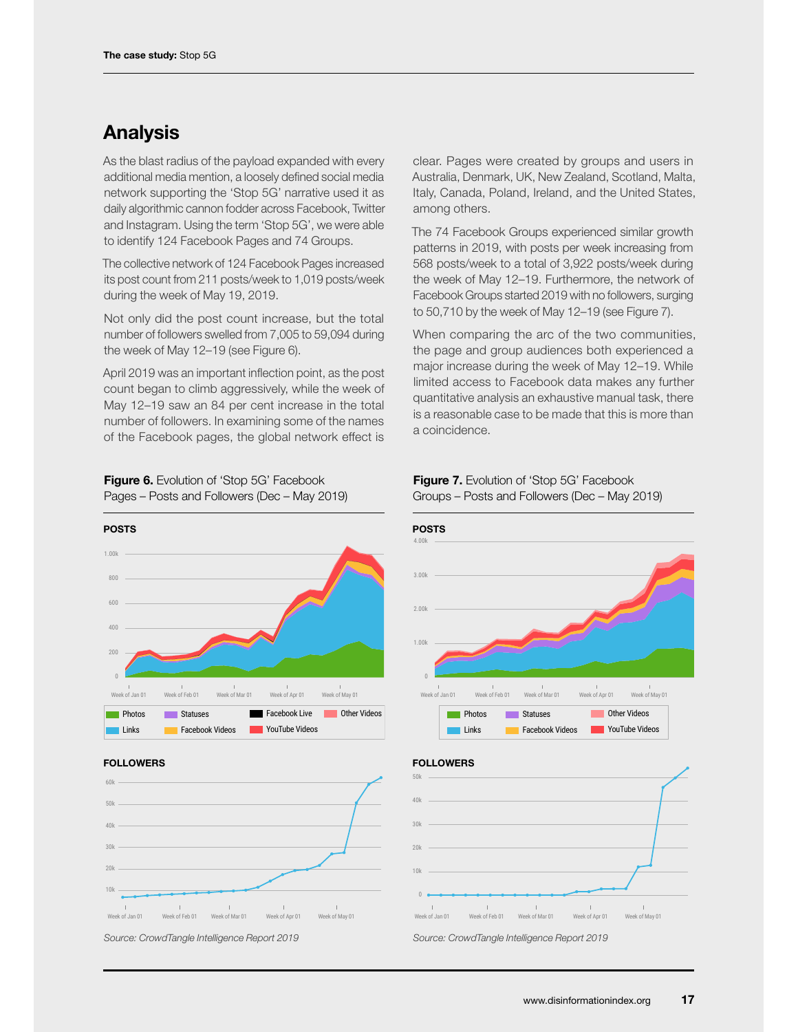## Analysis

As the blast radius of the payload expanded with every additional media mention, a loosely defined social media network supporting the 'Stop 5G' narrative used it as daily algorithmic cannon fodder across Facebook, Twitter and Instagram. Using the term 'Stop 5G', we were able to identify 124 Facebook Pages and 74 Groups.

The collective network of 124 Facebook Pages increased its post count from 211 posts/week to 1,019 posts/week during the week of May 19, 2019.

Not only did the post count increase, but the total number of followers swelled from 7,005 to 59,094 during the week of May 12–19 (see Figure 6).

April 2019 was an important inflection point, as the post count began to climb aggressively, while the week of May 12–19 saw an 84 per cent increase in the total number of followers. In examining some of the names of the Facebook pages, the global network effect is clear. Pages were created by groups and users in Australia, Denmark, UK, New Zealand, Scotland, Malta, Italy, Canada, Poland, Ireland, and the United States, among others.

The 74 Facebook Groups experienced similar growth patterns in 2019, with posts per week increasing from 568 posts/week to a total of 3,922 posts/week during the week of May 12–19. Furthermore, the network of Facebook Groups started 2019 with no followers, surging to 50,710 by the week of May 12–19 (see Figure 7).

When comparing the arc of the two communities, the page and group audiences both experienced a major increase during the week of May 12–19. While limited access to Facebook data makes any further quantitative analysis an exhaustive manual task, there is a reasonable case to be made that this is more than a coincidence.

**Figure 6.** Evolution of 'Stop 5G' Facebook Pages – Posts and Followers (Dec – May 2019)

*Source: CrowdTangle Intelligence Report 2019*

**Figure 7.** Evolution of 'Stop 5G' Facebook Groups – Posts and Followers (Dec – May 2019)

*Source: CrowdTangle Intelligence Report 2019*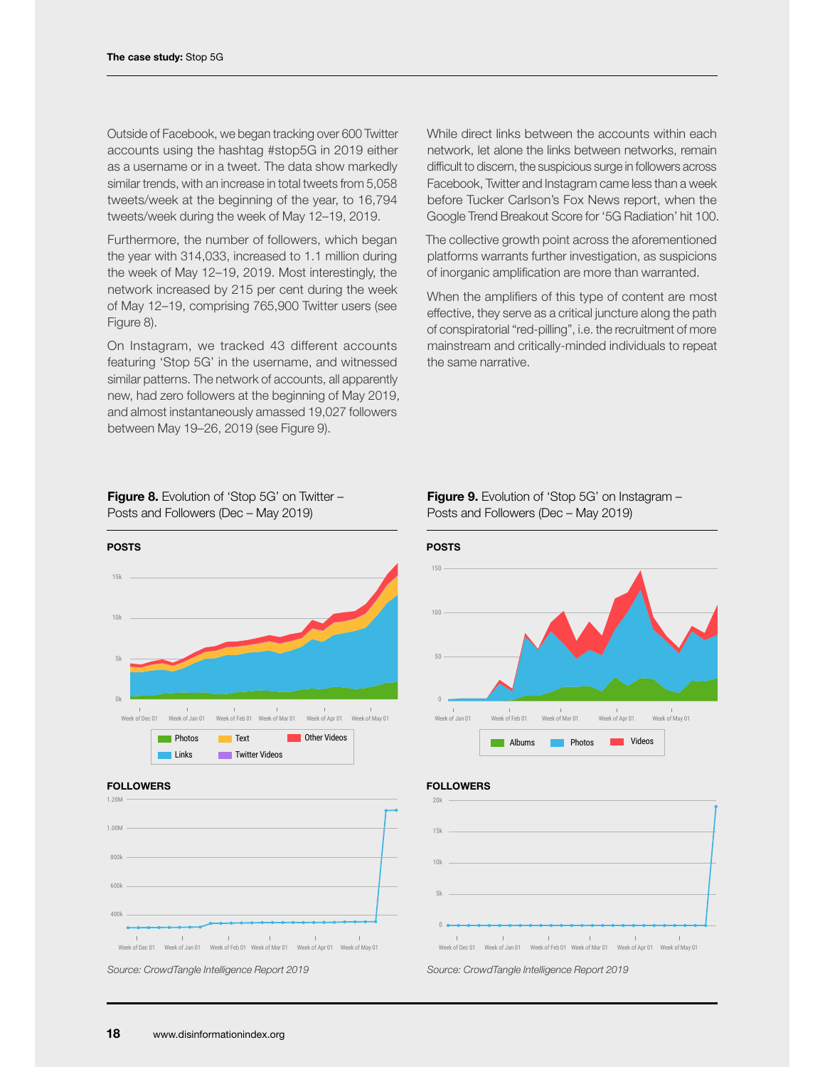Outside of Facebook, we began tracking over 600 Twitter accounts using the hashtag #stop5G in 2019 either as a username or in a tweet. The data show markedly similar trends, with an increase in total tweets from 5,058 tweets/week at the beginning of the year, to 16,794 tweets/week during the week of May 12–19, 2019.

Furthermore, the number of followers, which began the year with 314,033, increased to 1.1 million during the week of May 12–19, 2019. Most interestingly, the network increased by 215 per cent during the week of May 12–19, comprising 765,900 Twitter users (see Figure 8).

On Instagram, we tracked 43 different accounts featuring 'Stop 5G' in the username, and witnessed similar patterns. The network of accounts, all apparently new, had zero followers at the beginning of May 2019, and almost instantaneously amassed 19,027 followers between May 19–26, 2019 (see Figure 9).

While direct links between the accounts within each network, let alone the links between networks, remain difficult to discern, the suspicious surge in followers across Facebook, Twitter and Instagram came less than a week before Tucker Carlson's Fox News report, when the Google Trend Breakout Score for '5G Radiation' hit 100.

The collective growth point across the aforementioned platforms warrants further investigation, as suspicions of inorganic amplification are more than warranted.

When the amplifiers of this type of content are most effective, they serve as a critical juncture along the path of conspiratorial "red-pilling", i.e. the recruitment of more mainstream and critically-minded individuals to repeat the same narrative.

**Figure 8.** Evolution of 'Stop 5G' on Twitter – Posts and Followers (Dec – May 2019)

*Source: CrowdTangle Intelligence Report 2019*

**Figure 9.** Evolution of 'Stop 5G' on Instagram – Posts and Followers (Dec – May 2019)

*Source: CrowdTangle Intelligence Report 2019*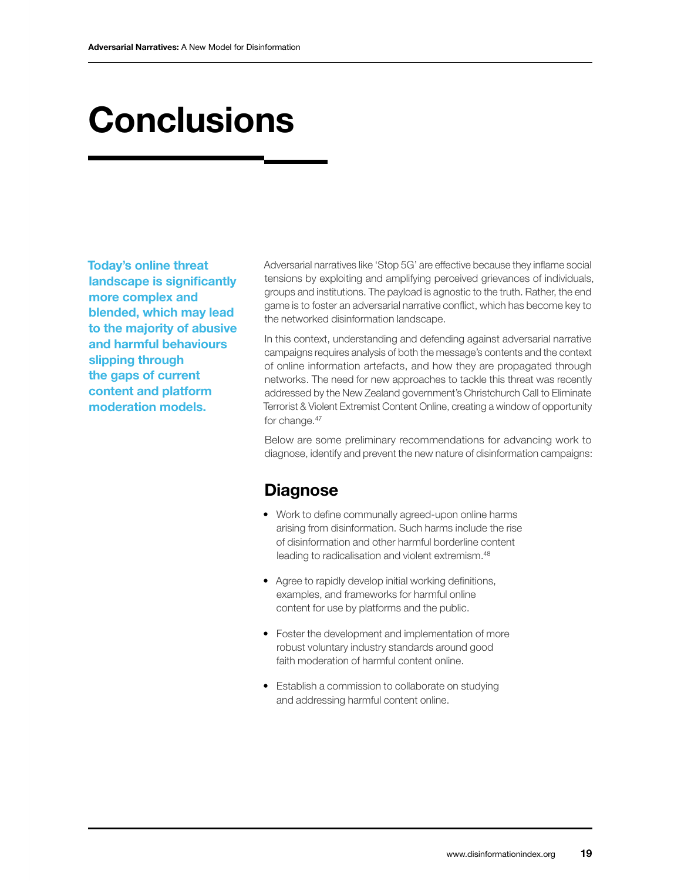# Conclusions

**Today's online threat landscape is significantly more complex and blended, which may lead to the majority of abusive and harmful behaviours slipping through the gaps of current content and platform moderation models.**

Adversarial narratives like 'Stop 5G' are effective because they inflame social tensions by exploiting and amplifying perceived grievances of individuals, groups and institutions. The payload is agnostic to the truth. Rather, the end game is to foster an adversarial narrative conflict, which has become key to the networked disinformation landscape.

In this context, understanding and defending against adversarial narrative campaigns requires analysis of both the message's contents and the context of online information artefacts, and how they are propagated through networks. The need for new approaches to tackle this threat was recently addressed by the New Zealand government's Christchurch Call to Eliminate Terrorist & Violent Extremist Content Online, creating a window of opportunity for change.[47]

Below are some preliminary recommendations for advancing work to diagnose, identify and prevent the new nature of disinformation campaigns:

## Diagnose

- Work to define communally agreed-upon online harms arising from disinformation. Such harms include the rise of disinformation and other harmful borderline content leading to radicalisation and violent extremism.[48]
- Agree to rapidly develop initial working definitions, examples, and frameworks for harmful online content for use by platforms and the public.
- Foster the development and implementation of more robust voluntary industry standards around good faith moderation of harmful content online.
- Establish a commission to collaborate on studying and addressing harmful content online.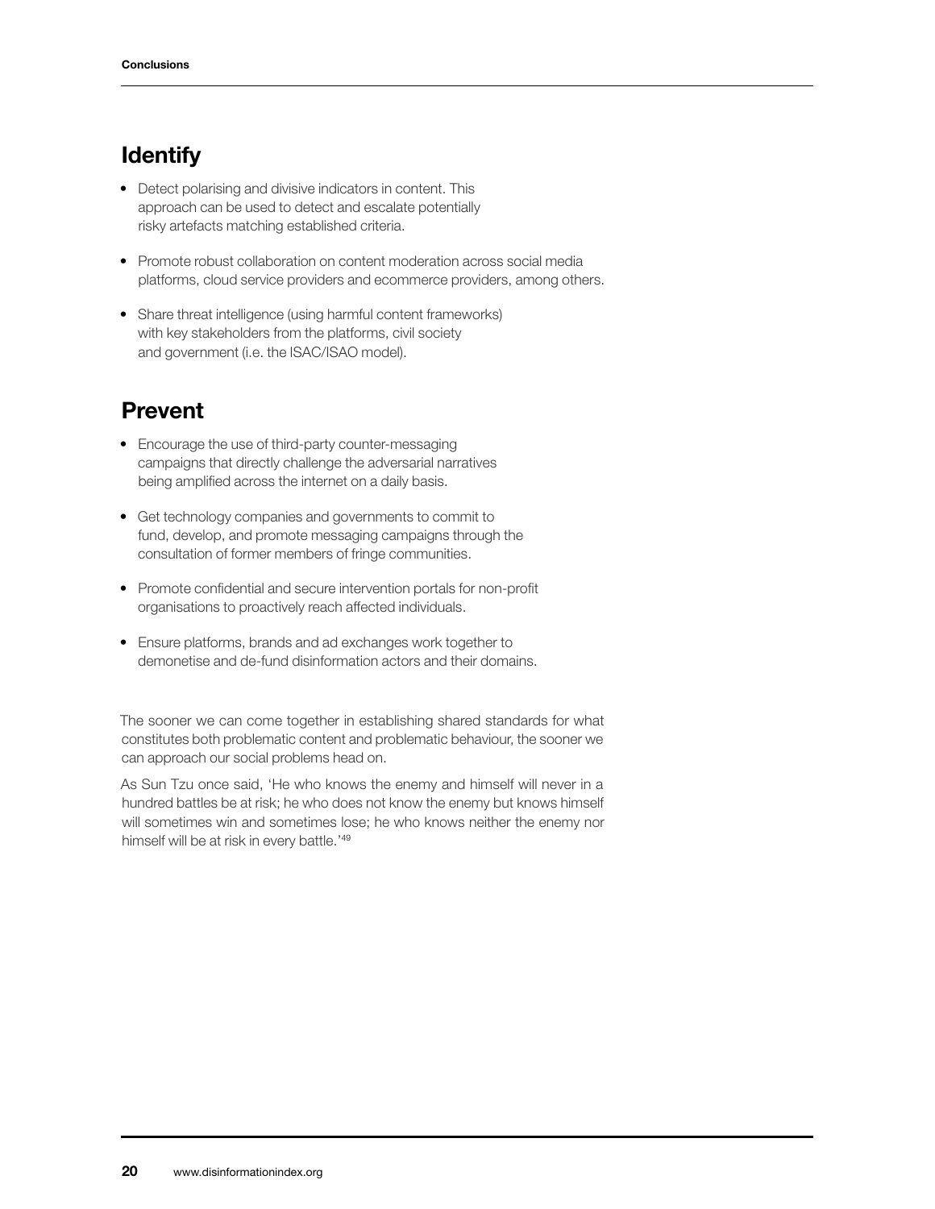## Identify

- Detect polarising and divisive indicators in content. This approach can be used to detect and escalate potentially risky artefacts matching established criteria.
- Promote robust collaboration on content moderation across social media platforms, cloud service providers and ecommerce providers, among others.
- Share threat intelligence (using harmful content frameworks) with key stakeholders from the platforms, civil society and government (i.e. the ISAC/ISAO model).

## Prevent

- Encourage the use of third-party counter-messaging campaigns that directly challenge the adversarial narratives being amplified across the internet on a daily basis.
- Get technology companies and governments to commit to fund, develop, and promote messaging campaigns through the consultation of former members of fringe communities.
- Promote confidential and secure intervention portals for non-profit organisations to proactively reach affected individuals.
- Ensure platforms, brands and ad exchanges work together to demonetise and de-fund disinformation actors and their domains.

The sooner we can come together in establishing shared standards for what constitutes both problematic content and problematic behaviour, the sooner we can approach our social problems head on.

As Sun Tzu once said, 'He who knows the enemy and himself will never in a hundred battles be at risk; he who does not know the enemy but knows himself will sometimes win and sometimes lose; he who knows neither the enemy nor himself will be at risk in every battle.'[49]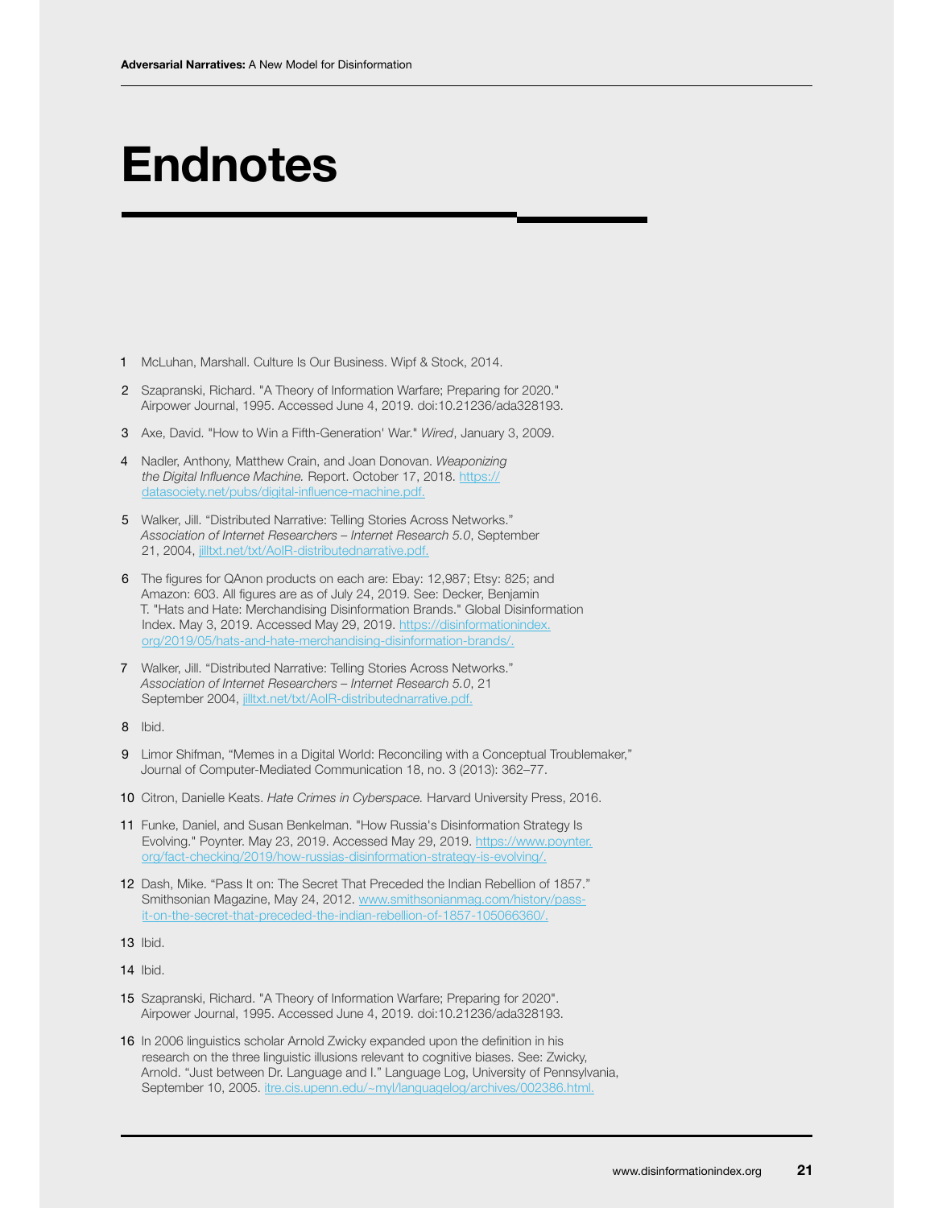# Endnotes

1 McLuhan, Marshall. Culture Is Our Business. Wipf & Stock, 2014.

2 Szapranski, Richard. "A Theory of Information Warfare; Preparing for 2020." Airpower Journal, 1995. Accessed June 4, 2019. doi:10.21236/ada328193.

3 Axe, David. "How to Win a Fifth-Generation' War." *Wired*, January 3, 2009.

4 Nadler, Anthony, Matthew Crain, and Joan Donovan. *Weaponizing the Digital Influence Machine.* Report. October 17, 2018. https://datasociety.net/pubs/digital-influence-machine.pdf.

5 Walker, Jill. "Distributed Narrative: Telling Stories Across Networks." *Association of Internet Researchers – Internet Research 5.0*, September 21, 2004, jilltxt.net/txt/AoIR-distributednarrative.pdf.

6 The figures for QAnon products on each are: Ebay: 12,987; Etsy: 825; and Amazon: 603. All figures are as of July 24, 2019. See: Decker, Benjamin T. "Hats and Hate: Merchandising Disinformation Brands." Global Disinformation Index. May 3, 2019. Accessed May 29, 2019. https://disinformationindex.org/2019/05/hats-and-hate-merchandising-disinformation-brands/.

7 Walker, Jill. "Distributed Narrative: Telling Stories Across Networks." *Association of Internet Researchers – Internet Research 5.0*, 21 September 2004, jilltxt.net/txt/AoIR-distributednarrative.pdf.

8 Ibid.

9 Limor Shifman, "Memes in a Digital World: Reconciling with a Conceptual Troublemaker," Journal of Computer-Mediated Communication 18, no. 3 (2013): 362–77.

10 Citron, Danielle Keats. *Hate Crimes in Cyberspace.* Harvard University Press, 2016.

11 Funke, Daniel, and Susan Benkelman. "How Russia's Disinformation Strategy Is Evolving." Poynter. May 23, 2019. Accessed May 29, 2019. https://www.poynter.org/fact-checking/2019/how-russias-disinformation-strategy-is-evolving/.

12 Dash, Mike. "Pass It on: The Secret That Preceded the Indian Rebellion of 1857." Smithsonian Magazine, May 24, 2012. www.smithsonianmag.com/history/pass-it-on-the-secret-that-preceded-the-indian-rebellion-of-1857-105066360/.

13 Ibid.

14 Ibid.

15 Szapranski, Richard. "A Theory of Information Warfare; Preparing for 2020". Airpower Journal, 1995. Accessed June 4, 2019. doi:10.21236/ada328193.

16 In 2006 linguistics scholar Arnold Zwicky expanded upon the definition in his research on the three linguistic illusions relevant to cognitive biases. See: Zwicky, Arnold. "Just between Dr. Language and I." Language Log, University of Pennsylvania, September 10, 2005. itre.cis.upenn.edu/~myl/languagelog/archives/002386.html.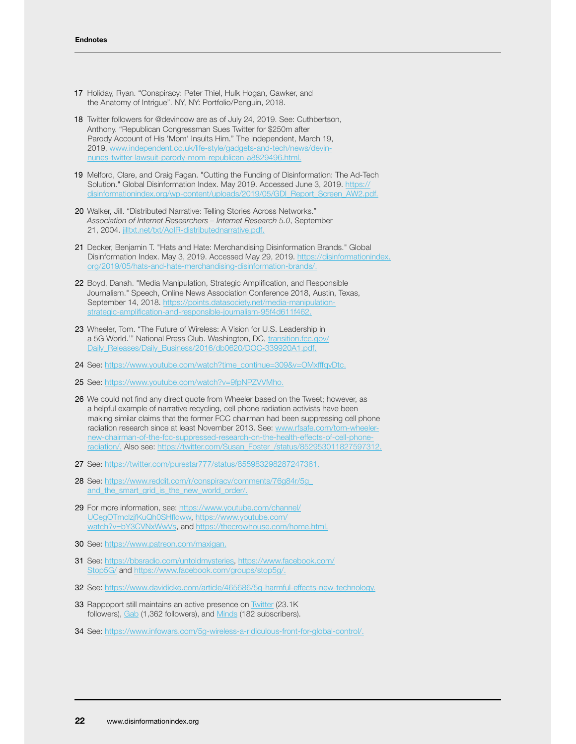## Endnotes

17 Holiday, Ryan. “Conspiracy: Peter Thiel, Hulk Hogan, Gawker, and the Anatomy of Intrigue”. NY, NY: Portfolio/Penguin, 2018.

18 Twitter followers for @devincow are as of July 24, 2019. See: Cuthbertson, Anthony. “Republican Congressman Sues Twitter for $250m after Parody Account of His 'Mom' Insults Him.” The Independent, March 19, 2019, www.independent.co.uk/life-style/gadgets-and-tech/news/devin-nunes-twitter-lawsuit-parody-mom-republican-a8829496.html.

19 Melford, Clare, and Craig Fagan. "Cutting the Funding of Disinformation: The Ad-Tech Solution." Global Disinformation Index. May 2019. Accessed June 3, 2019. https://disinformationindex.org/wp-content/uploads/2019/05/GDI_Report_Screen_AW2.pdf.

20 Walker, Jill. “Distributed Narrative: Telling Stories Across Networks.” *Association of Internet Researchers – Internet Research 5.0*, September 21, 2004. jilltxt.net/txt/AoIR-distributednarrative.pdf.

21 Decker, Benjamin T. "Hats and Hate: Merchandising Disinformation Brands." Global Disinformation Index. May 3, 2019. Accessed May 29, 2019. https://disinformationindex.org/2019/05/hats-and-hate-merchandising-disinformation-brands/.

22 Boyd, Danah. "Media Manipulation, Strategic Amplification, and Responsible Journalism." Speech, Online News Association Conference 2018, Austin, Texas, September 14, 2018. https://points.datasociety.net/media-manipulation-strategic-amplification-and-responsible-journalism-95f4d611f462.

23 Wheeler, Tom. “The Future of Wireless: A Vision for U.S. Leadership in a 5G World.’” National Press Club. Washington, DC, transition.fcc.gov/Daily_Releases/Daily_Business/2016/db0620/DOC-339920A1.pdf.

24 See: https://www.youtube.com/watch?time_continue=309&v=OMxfffqyDtc.

25 See: https://www.youtube.com/watch?v=9fpNPZVVMho.

26 We could not find any direct quote from Wheeler based on the Tweet; however, as a helpful example of narrative recycling, cell phone radiation activists have been making similar claims that the former FCC chairman had been suppressing cell phone radiation research since at least November 2013. See: www.rfsafe.com/tom-wheeler-new-chairman-of-the-fcc-suppressed-research-on-the-health-effects-of-cell-phone-radiation/. Also see: https://twitter.com/Susan_Foster_/status/852953011827597312.

27 See: https://twitter.com/purestar777/status/855983298287247361.

28 See: https://www.reddit.com/r/conspiracy/comments/76g84r/5g_and_the_smart_grid_is_the_new_world_order/.

29 For more information, see: https://www.youtube.com/channel/UCegOTmclzjfKuQh0SHflqww, https://www.youtube.com/watch?v=bY3CVNxWwVs, and https://thecrowhouse.com/home.html.

30 See: https://www.patreon.com/maxigan.

31 See: https://bbsradio.com/untoldmysteries, https://www.facebook.com/Stop5G/ and https://www.facebook.com/groups/stop5g/.

32 See: https://www.davidicke.com/article/465686/5g-harmful-effects-new-technology.

33 Rappoport still maintains an active presence on Twitter (23.1K followers), Gab (1,362 followers), and Minds (182 subscribers).

34 See: https://www.infowars.com/5g-wireless-a-ridiculous-front-for-global-control/.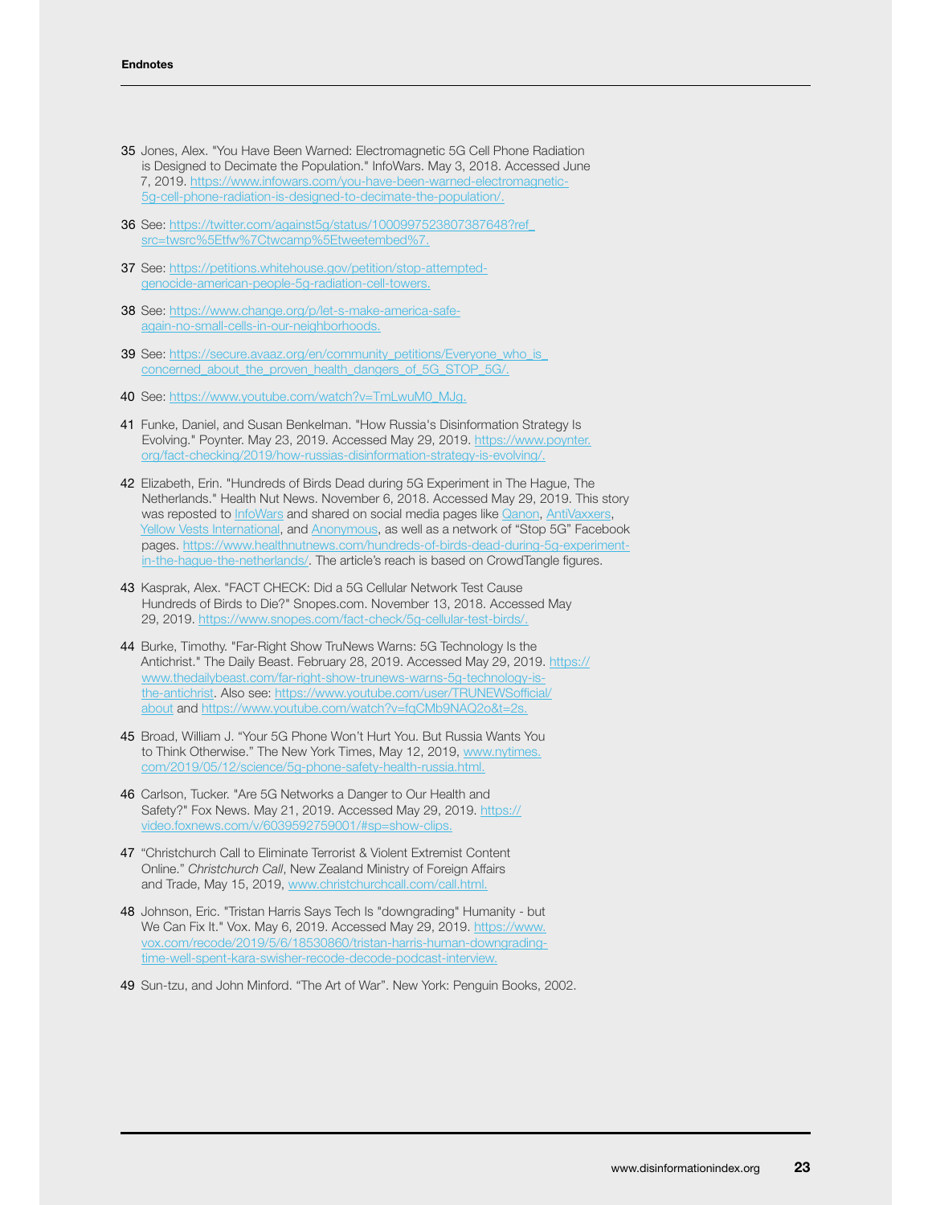**Endnotes**

35 Jones, Alex. "You Have Been Warned: Electromagnetic 5G Cell Phone Radiation is Designed to Decimate the Population." InfoWars. May 3, 2018. Accessed June 7, 2019. https://www.infowars.com/you-have-been-warned-electromagnetic-5g-cell-phone-radiation-is-designed-to-decimate-the-population/.

36 See: https://twitter.com/against5g/status/1000997523807387648?ref_src=twsrc%5Etfw%7Ctwcamp%5Etweetembed%7.

37 See: https://petitions.whitehouse.gov/petition/stop-attempted-genocide-american-people-5g-radiation-cell-towers.

38 See: https://www.change.org/p/let-s-make-america-safe-again-no-small-cells-in-our-neighborhoods.

39 See: https://secure.avaaz.org/en/community_petitions/Everyone_who_is_concerned_about_the_proven_health_dangers_of_5G_STOP_5G/.

40 See: https://www.youtube.com/watch?v=TmLwuM0_MJg.

41 Funke, Daniel, and Susan Benkelman. "How Russia's Disinformation Strategy Is Evolving." Poynter. May 23, 2019. Accessed May 29, 2019. https://www.poynter.org/fact-checking/2019/how-russias-disinformation-strategy-is-evolving/.

42 Elizabeth, Erin. "Hundreds of Birds Dead during 5G Experiment in The Hague, The Netherlands." Health Nut News. November 6, 2018. Accessed May 29, 2019. This story was reposted to InfoWars and shared on social media pages like Qanon, AntiVaxxers, Yellow Vests International, and Anonymous, as well as a network of "Stop 5G" Facebook pages. https://www.healthnutnews.com/hundreds-of-birds-dead-during-5g-experiment-in-the-hague-the-netherlands/. The article's reach is based on CrowdTangle figures.

43 Kasprak, Alex. "FACT CHECK: Did a 5G Cellular Network Test Cause Hundreds of Birds to Die?" Snopes.com. November 13, 2018. Accessed May 29, 2019. https://www.snopes.com/fact-check/5g-cellular-test-birds/.

44 Burke, Timothy. "Far-Right Show TruNews Warns: 5G Technology Is the Antichrist." The Daily Beast. February 28, 2019. Accessed May 29, 2019. https://www.thedailybeast.com/far-right-show-trunews-warns-5g-technology-is-the-antichrist. Also see: https://www.youtube.com/user/TRUNEWSofficial/about and https://www.youtube.com/watch?v=fqCMb9NAQ2o&t=2s.

45 Broad, William J. "Your 5G Phone Won't Hurt You. But Russia Wants You to Think Otherwise." The New York Times, May 12, 2019, www.nytimes.com/2019/05/12/science/5g-phone-safety-health-russia.html.

46 Carlson, Tucker. "Are 5G Networks a Danger to Our Health and Safety?" Fox News. May 21, 2019. Accessed May 29, 2019. https://video.foxnews.com/v/6039592759001/#sp=show-clips.

47 "Christchurch Call to Eliminate Terrorist & Violent Extremist Content Online." *Christchurch Call*, New Zealand Ministry of Foreign Affairs and Trade, May 15, 2019, www.christchurchcall.com/call.html.

48 Johnson, Eric. "Tristan Harris Says Tech Is "downgrading" Humanity - but We Can Fix It." Vox. May 6, 2019. Accessed May 29, 2019. https://www.vox.com/recode/2019/5/6/18530860/tristan-harris-human-downgrading-time-well-spent-kara-swisher-recode-decode-podcast-interview.

49 Sun-tzu, and John Minford. "The Art of War". New York: Penguin Books, 2002.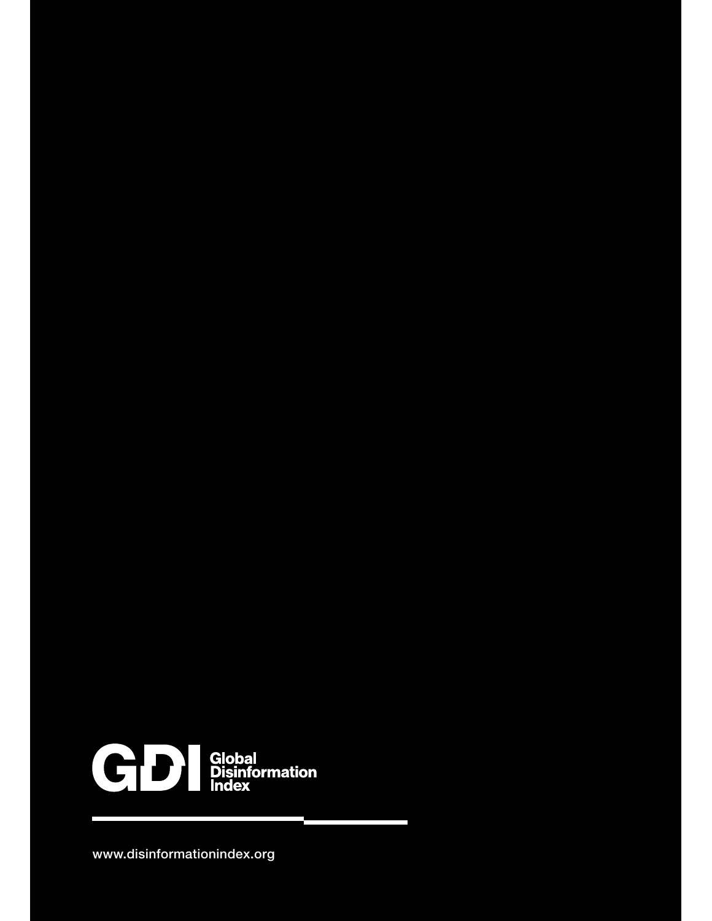GDI Global Disinformation Index

www.disinformationindex.org